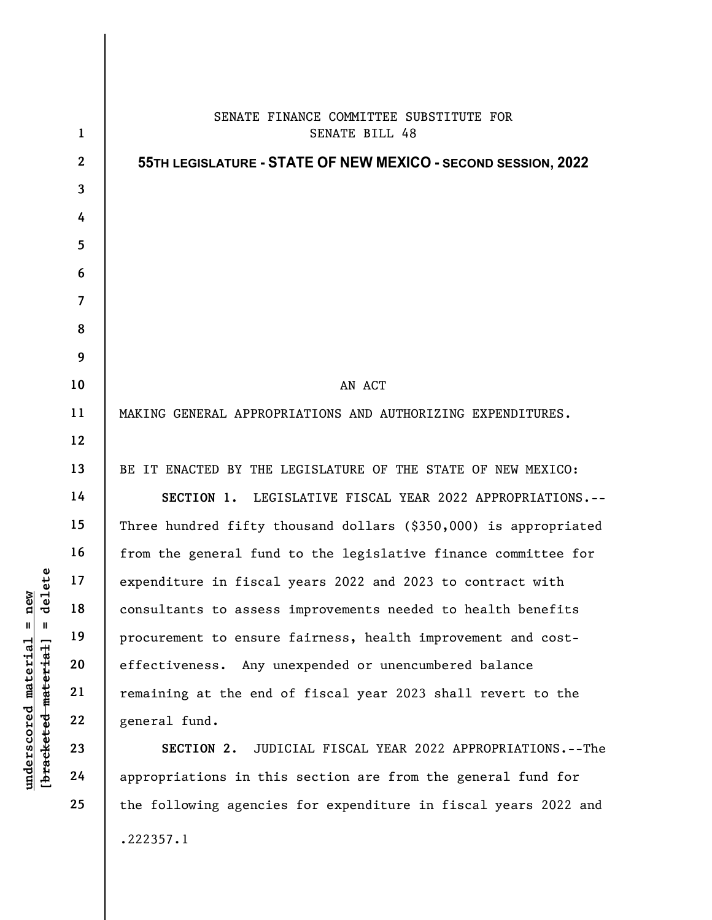SENATE FINANCE COMMITTEE SUBSTITUTE FOR
SENATE BILL 48

**55TH LEGISLATURE - STATE OF NEW MEXICO - SECOND SESSION, 2022**

AN ACT

MAKING GENERAL APPROPRIATIONS AND AUTHORIZING EXPENDITURES.

BE IT ENACTED BY THE LEGISLATURE OF THE STATE OF NEW MEXICO:

**SECTION 1.** LEGISLATIVE FISCAL YEAR 2022 APPROPRIATIONS.--Three hundred fifty thousand dollars ($350,000) is appropriated from the general fund to the legislative finance committee for expenditure in fiscal years 2022 and 2023 to contract with consultants to assess improvements needed to health benefits procurement to ensure fairness, health improvement and cost-effectiveness. Any unexpended or unencumbered balance remaining at the end of fiscal year 2023 shall revert to the general fund.

**SECTION 2.** JUDICIAL FISCAL YEAR 2022 APPROPRIATIONS.--The appropriations in this section are from the general fund for the following agencies for expenditure in fiscal years 2022 and

.222357.1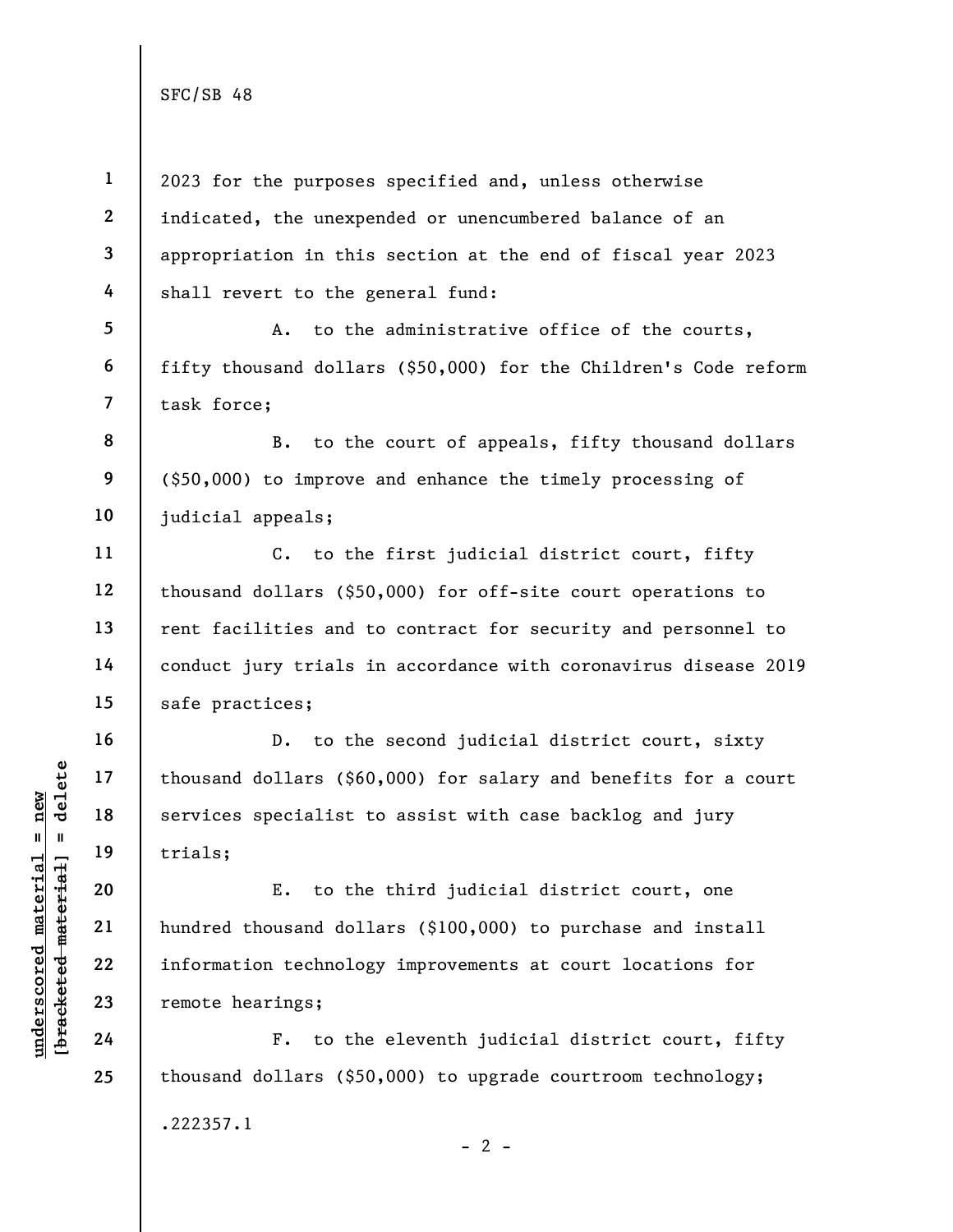2023 for the purposes specified and, unless otherwise indicated, the unexpended or unencumbered balance of an appropriation in this section at the end of fiscal year 2023 shall revert to the general fund:

A. to the administrative office of the courts, fifty thousand dollars ($50,000) for the Children's Code reform task force;

B. to the court of appeals, fifty thousand dollars ($50,000) to improve and enhance the timely processing of judicial appeals;

C. to the first judicial district court, fifty thousand dollars ($50,000) for off-site court operations to rent facilities and to contract for security and personnel to conduct jury trials in accordance with coronavirus disease 2019 safe practices;

D. to the second judicial district court, sixty thousand dollars ($60,000) for salary and benefits for a court services specialist to assist with case backlog and jury trials;

E. to the third judicial district court, one hundred thousand dollars ($100,000) to purchase and install information technology improvements at court locations for remote hearings;

F. to the eleventh judicial district court, fifty thousand dollars ($50,000) to upgrade courtroom technology;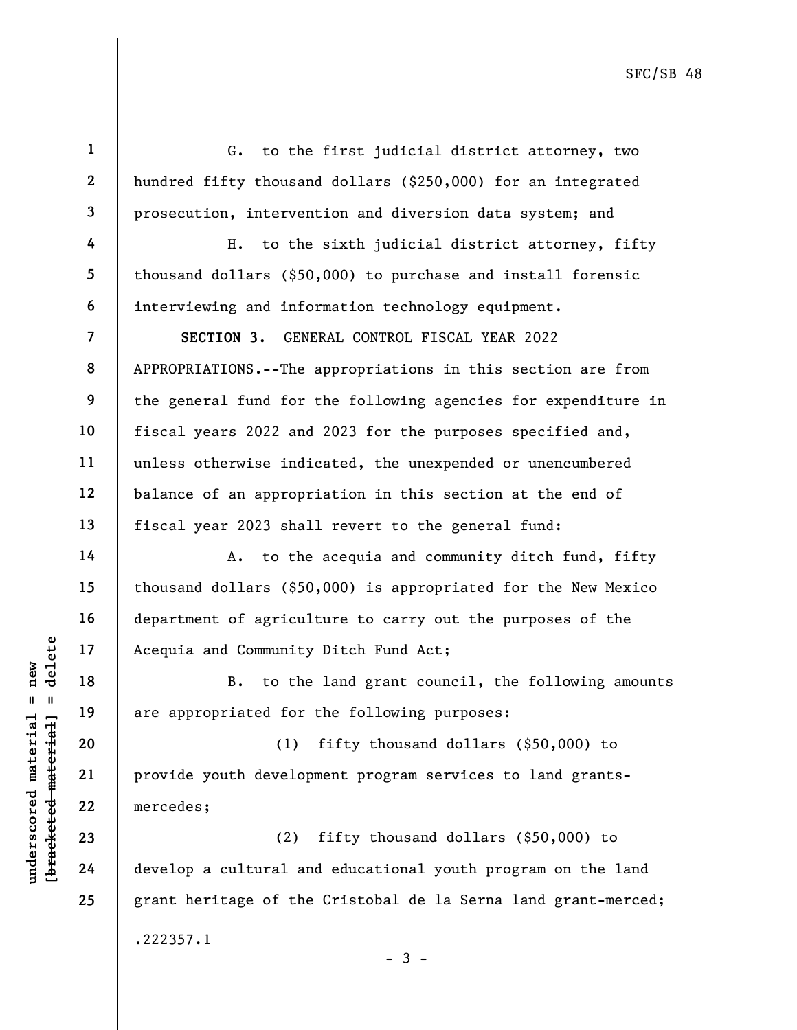G. to the first judicial district attorney, two hundred fifty thousand dollars ($250,000) for an integrated prosecution, intervention and diversion data system; and

H. to the sixth judicial district attorney, fifty thousand dollars ($50,000) to purchase and install forensic interviewing and information technology equipment.

**SECTION 3.** GENERAL CONTROL FISCAL YEAR 2022 APPROPRIATIONS.--The appropriations in this section are from the general fund for the following agencies for expenditure in fiscal years 2022 and 2023 for the purposes specified and, unless otherwise indicated, the unexpended or unencumbered balance of an appropriation in this section at the end of fiscal year 2023 shall revert to the general fund:

A. to the acequia and community ditch fund, fifty thousand dollars ($50,000) is appropriated for the New Mexico department of agriculture to carry out the purposes of the Acequia and Community Ditch Fund Act;

B. to the land grant council, the following amounts are appropriated for the following purposes:

(1) fifty thousand dollars ($50,000) to provide youth development program services to land grants-mercedes;

(2) fifty thousand dollars ($50,000) to develop a cultural and educational youth program on the land grant heritage of the Cristobal de la Serna land grant-merced;

.222357.1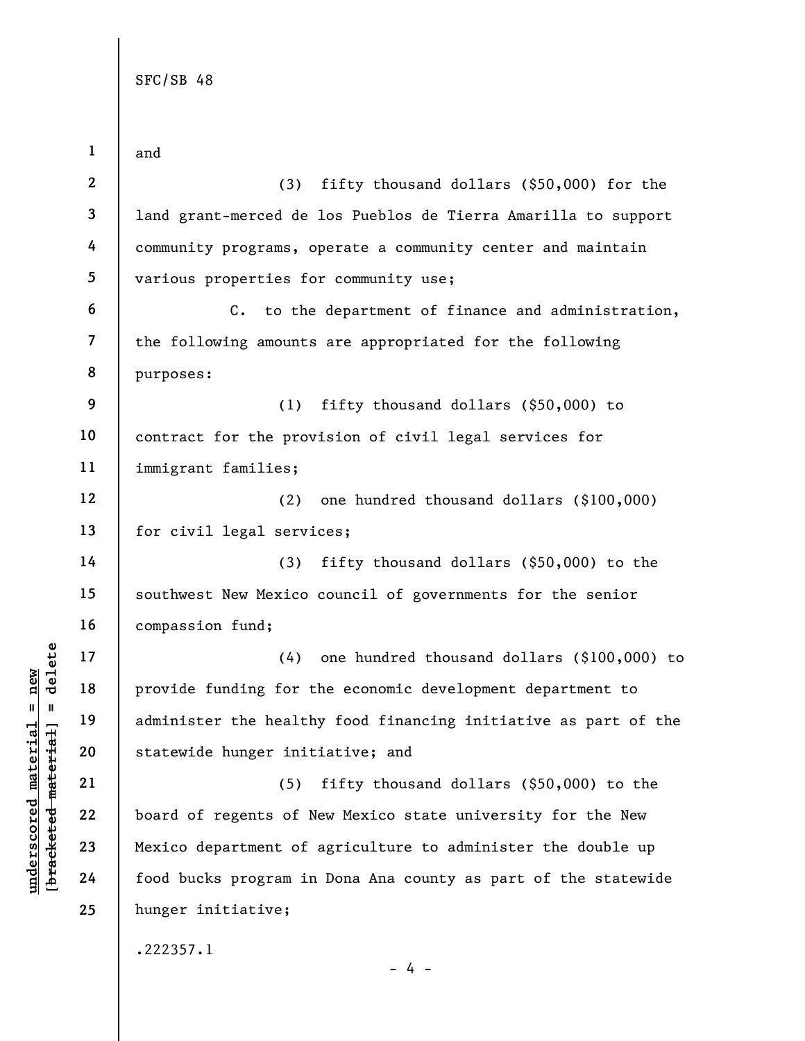and

(3) fifty thousand dollars ($50,000) for the land grant-merced de los Pueblos de Tierra Amarilla to support community programs, operate a community center and maintain various properties for community use;

C. to the department of finance and administration, the following amounts are appropriated for the following purposes:

(1) fifty thousand dollars ($50,000) to contract for the provision of civil legal services for immigrant families;

(2) one hundred thousand dollars ($100,000) for civil legal services;

(3) fifty thousand dollars ($50,000) to the southwest New Mexico council of governments for the senior compassion fund;

(4) one hundred thousand dollars ($100,000) to provide funding for the economic development department to administer the healthy food financing initiative as part of the statewide hunger initiative; and

(5) fifty thousand dollars ($50,000) to the board of regents of New Mexico state university for the New Mexico department of agriculture to administer the double up food bucks program in Dona Ana county as part of the statewide hunger initiative;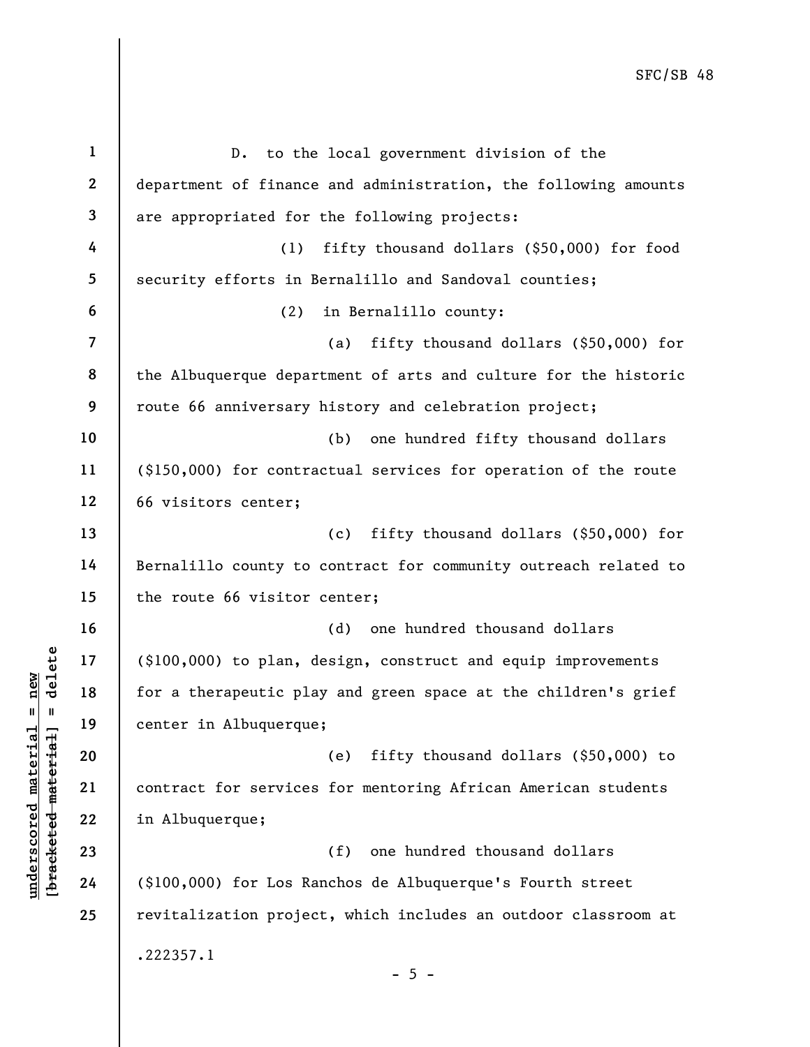D. to the local government division of the department of finance and administration, the following amounts are appropriated for the following projects:

(1) fifty thousand dollars ($50,000) for food security efforts in Bernalillo and Sandoval counties;

(2) in Bernalillo county:

(a) fifty thousand dollars ($50,000) for the Albuquerque department of arts and culture for the historic route 66 anniversary history and celebration project;

(b) one hundred fifty thousand dollars ($150,000) for contractual services for operation of the route 66 visitors center;

(c) fifty thousand dollars ($50,000) for Bernalillo county to contract for community outreach related to the route 66 visitor center;

(d) one hundred thousand dollars ($100,000) to plan, design, construct and equip improvements for a therapeutic play and green space at the children's grief center in Albuquerque;

(e) fifty thousand dollars ($50,000) to contract for services for mentoring African American students in Albuquerque;

(f) one hundred thousand dollars ($100,000) for Los Ranchos de Albuquerque's Fourth street revitalization project, which includes an outdoor classroom at

.222357.1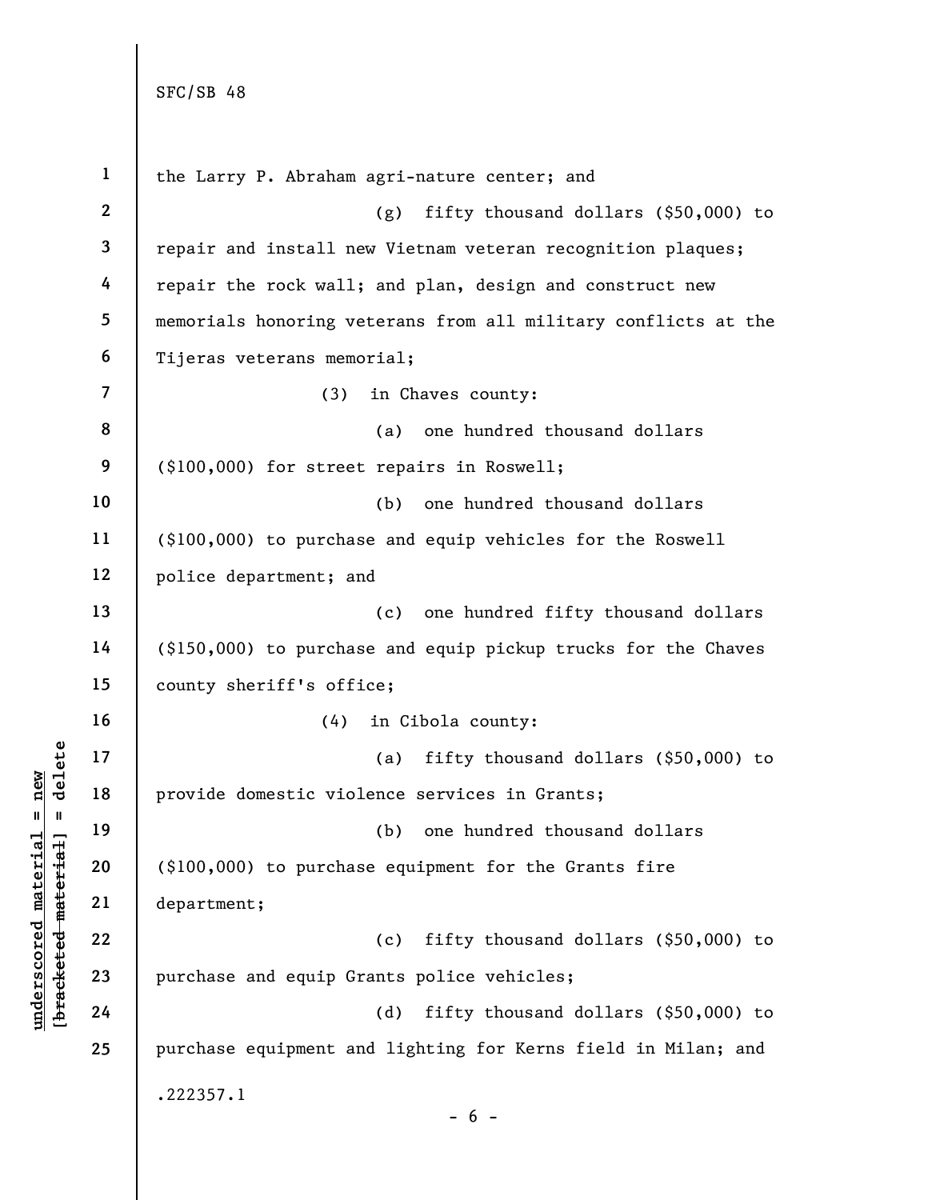the Larry P. Abraham agri-nature center; and

(g) fifty thousand dollars ($50,000) to repair and install new Vietnam veteran recognition plaques; repair the rock wall; and plan, design and construct new memorials honoring veterans from all military conflicts at the Tijeras veterans memorial;

(3) in Chaves county:

(a) one hundred thousand dollars ($100,000) for street repairs in Roswell;

(b) one hundred thousand dollars ($100,000) to purchase and equip vehicles for the Roswell police department; and

(c) one hundred fifty thousand dollars ($150,000) to purchase and equip pickup trucks for the Chaves county sheriff's office;

(4) in Cibola county:

(a) fifty thousand dollars ($50,000) to provide domestic violence services in Grants;

(b) one hundred thousand dollars ($100,000) to purchase equipment for the Grants fire department;

(c) fifty thousand dollars ($50,000) to purchase and equip Grants police vehicles;

(d) fifty thousand dollars ($50,000) to purchase equipment and lighting for Kerns field in Milan; and

.222357.1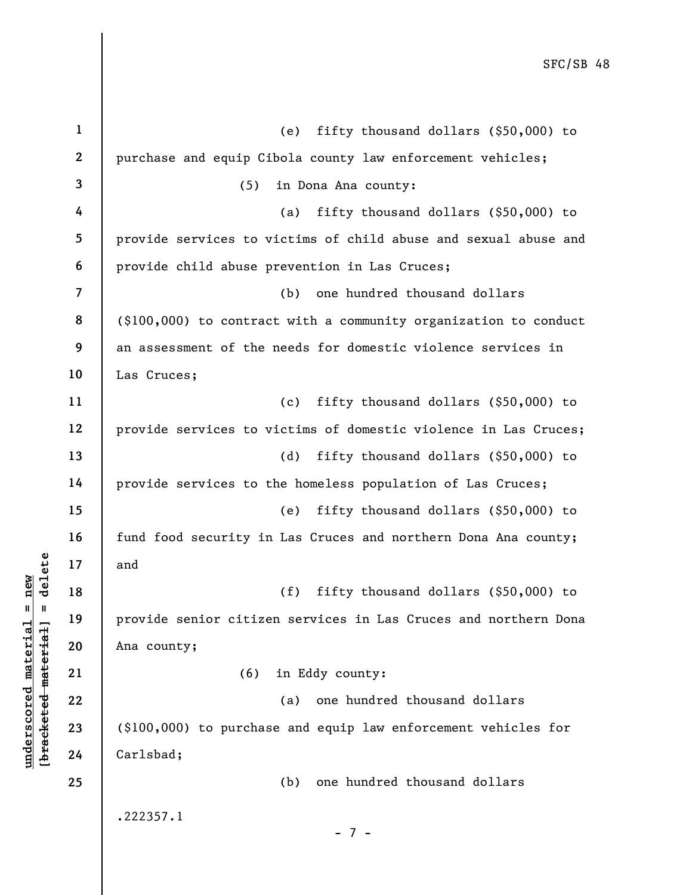(e) fifty thousand dollars ($50,000) to purchase and equip Cibola county law enforcement vehicles;

(5) in Dona Ana county:

(a) fifty thousand dollars ($50,000) to provide services to victims of child abuse and sexual abuse and provide child abuse prevention in Las Cruces;

(b) one hundred thousand dollars ($100,000) to contract with a community organization to conduct an assessment of the needs for domestic violence services in Las Cruces;

(c) fifty thousand dollars ($50,000) to provide services to victims of domestic violence in Las Cruces;

(d) fifty thousand dollars ($50,000) to provide services to the homeless population of Las Cruces;

(e) fifty thousand dollars ($50,000) to fund food security in Las Cruces and northern Dona Ana county; and

(f) fifty thousand dollars ($50,000) to provide senior citizen services in Las Cruces and northern Dona Ana county;

(6) in Eddy county:

(a) one hundred thousand dollars ($100,000) to purchase and equip law enforcement vehicles for Carlsbad;

(b) one hundred thousand dollars

.222357.1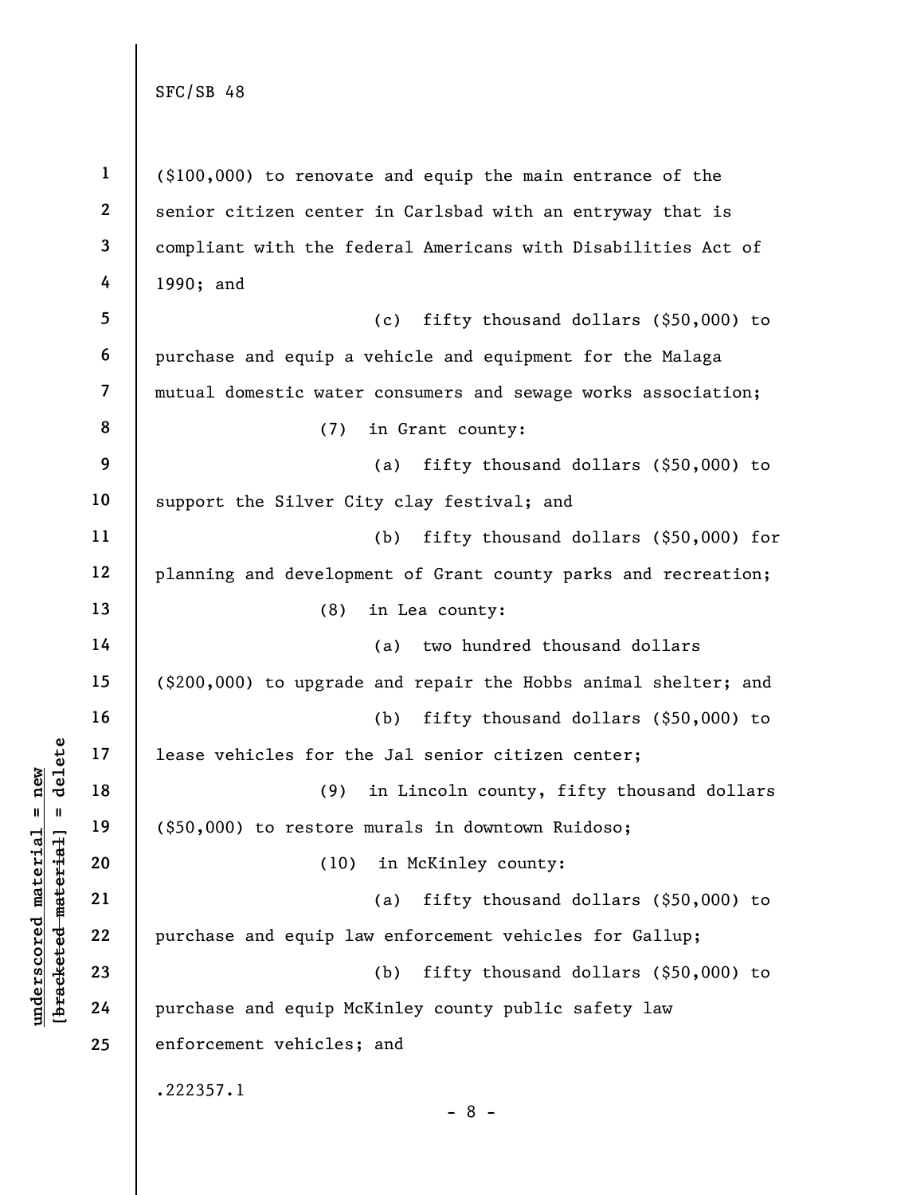($100,000) to renovate and equip the main entrance of the senior citizen center in Carlsbad with an entryway that is compliant with the federal Americans with Disabilities Act of 1990; and

(c) fifty thousand dollars ($50,000) to purchase and equip a vehicle and equipment for the Malaga mutual domestic water consumers and sewage works association;

(7) in Grant county:

(a) fifty thousand dollars ($50,000) to support the Silver City clay festival; and

(b) fifty thousand dollars ($50,000) for planning and development of Grant county parks and recreation;

(8) in Lea county:

(a) two hundred thousand dollars ($200,000) to upgrade and repair the Hobbs animal shelter; and

(b) fifty thousand dollars ($50,000) to lease vehicles for the Jal senior citizen center;

(9) in Lincoln county, fifty thousand dollars ($50,000) to restore murals in downtown Ruidoso;

(10) in McKinley county:

(a) fifty thousand dollars ($50,000) to purchase and equip law enforcement vehicles for Gallup;

(b) fifty thousand dollars ($50,000) to purchase and equip McKinley county public safety law enforcement vehicles; and

.222357.1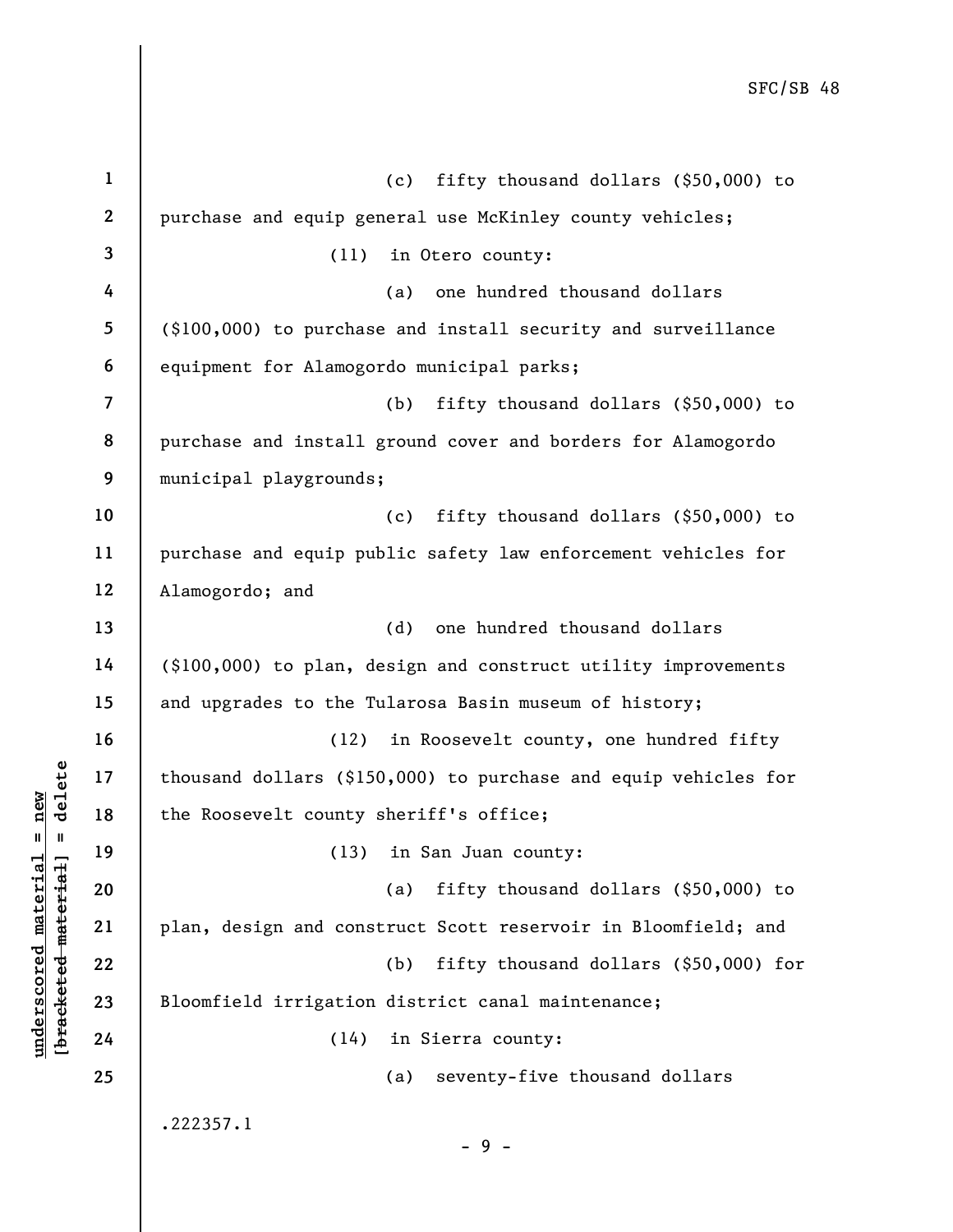(c) fifty thousand dollars ($50,000) to purchase and equip general use McKinley county vehicles;

(11) in Otero county:

(a) one hundred thousand dollars ($100,000) to purchase and install security and surveillance equipment for Alamogordo municipal parks;

(b) fifty thousand dollars ($50,000) to purchase and install ground cover and borders for Alamogordo municipal playgrounds;

(c) fifty thousand dollars ($50,000) to purchase and equip public safety law enforcement vehicles for Alamogordo; and

(d) one hundred thousand dollars ($100,000) to plan, design and construct utility improvements and upgrades to the Tularosa Basin museum of history;

(12) in Roosevelt county, one hundred fifty thousand dollars ($150,000) to purchase and equip vehicles for the Roosevelt county sheriff's office;

(13) in San Juan county:

(a) fifty thousand dollars ($50,000) to plan, design and construct Scott reservoir in Bloomfield; and

(b) fifty thousand dollars ($50,000) for Bloomfield irrigation district canal maintenance;

(14) in Sierra county:

(a) seventy-five thousand dollars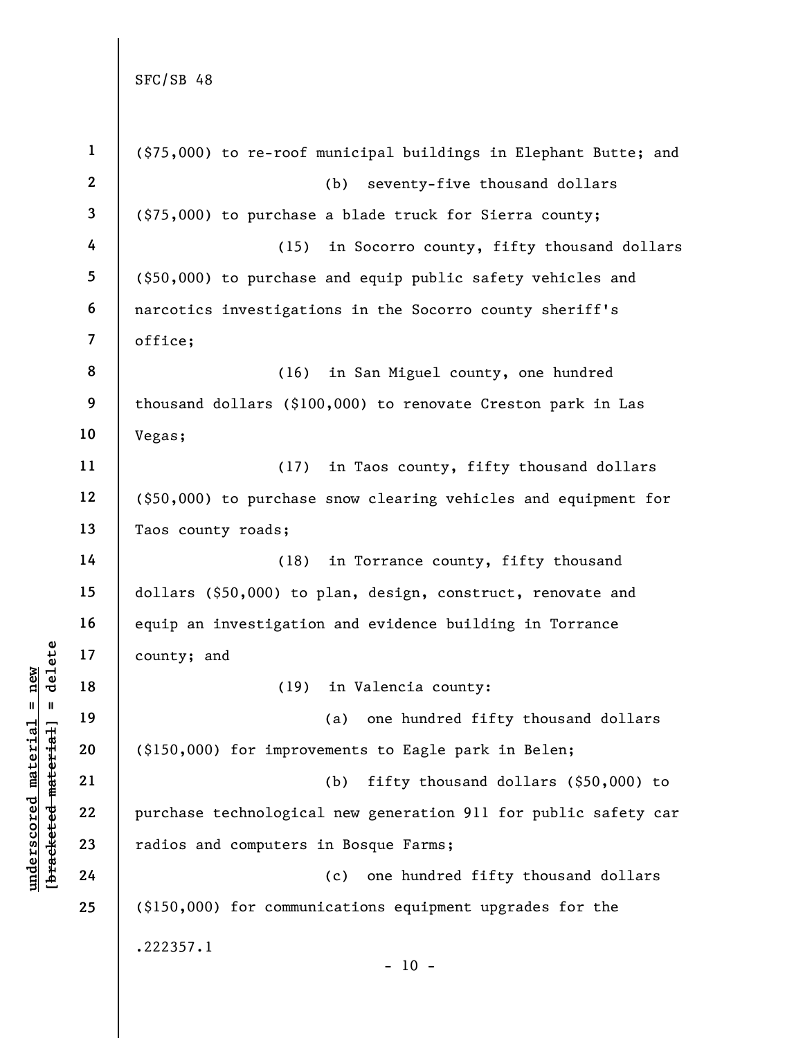($75,000) to re-roof municipal buildings in Elephant Butte; and

(b) seventy-five thousand dollars ($75,000) to purchase a blade truck for Sierra county;

(15) in Socorro county, fifty thousand dollars ($50,000) to purchase and equip public safety vehicles and narcotics investigations in the Socorro county sheriff's office;

(16) in San Miguel county, one hundred thousand dollars ($100,000) to renovate Creston park in Las Vegas;

(17) in Taos county, fifty thousand dollars ($50,000) to purchase snow clearing vehicles and equipment for Taos county roads;

(18) in Torrance county, fifty thousand dollars ($50,000) to plan, design, construct, renovate and equip an investigation and evidence building in Torrance county; and

(19) in Valencia county:

(a) one hundred fifty thousand dollars ($150,000) for improvements to Eagle park in Belen;

(b) fifty thousand dollars ($50,000) to purchase technological new generation 911 for public safety car radios and computers in Bosque Farms;

(c) one hundred fifty thousand dollars ($150,000) for communications equipment upgrades for the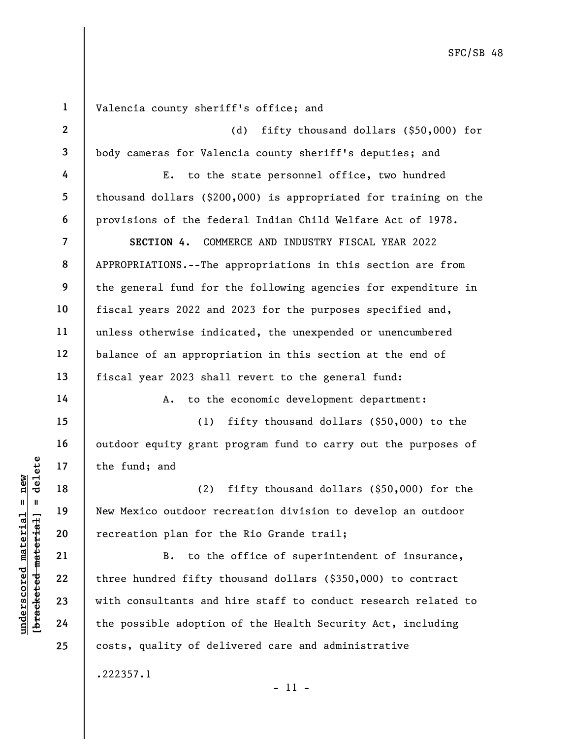Valencia county sheriff's office; and

(d) fifty thousand dollars ($50,000) for body cameras for Valencia county sheriff's deputies; and

E. to the state personnel office, two hundred thousand dollars ($200,000) is appropriated for training on the provisions of the federal Indian Child Welfare Act of 1978.

**SECTION 4.** COMMERCE AND INDUSTRY FISCAL YEAR 2022 APPROPRIATIONS.--The appropriations in this section are from the general fund for the following agencies for expenditure in fiscal years 2022 and 2023 for the purposes specified and, unless otherwise indicated, the unexpended or unencumbered balance of an appropriation in this section at the end of fiscal year 2023 shall revert to the general fund:

A. to the economic development department:

(1) fifty thousand dollars ($50,000) to the outdoor equity grant program fund to carry out the purposes of the fund; and

(2) fifty thousand dollars ($50,000) for the New Mexico outdoor recreation division to develop an outdoor recreation plan for the Rio Grande trail;

B. to the office of superintendent of insurance, three hundred fifty thousand dollars ($350,000) to contract with consultants and hire staff to conduct research related to the possible adoption of the Health Security Act, including costs, quality of delivered care and administrative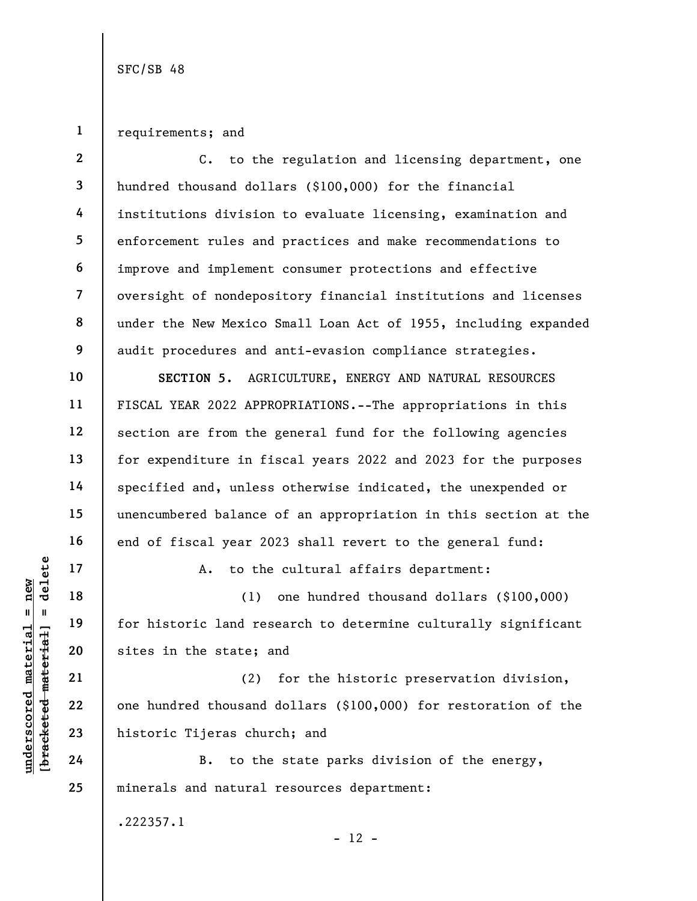requirements; and

C. to the regulation and licensing department, one hundred thousand dollars ($100,000) for the financial institutions division to evaluate licensing, examination and enforcement rules and practices and make recommendations to improve and implement consumer protections and effective oversight of nondepository financial institutions and licenses under the New Mexico Small Loan Act of 1955, including expanded audit procedures and anti-evasion compliance strategies.

**SECTION 5.** AGRICULTURE, ENERGY AND NATURAL RESOURCES FISCAL YEAR 2022 APPROPRIATIONS.--The appropriations in this section are from the general fund for the following agencies for expenditure in fiscal years 2022 and 2023 for the purposes specified and, unless otherwise indicated, the unexpended or unencumbered balance of an appropriation in this section at the end of fiscal year 2023 shall revert to the general fund:

A. to the cultural affairs department:

(1) one hundred thousand dollars ($100,000) for historic land research to determine culturally significant sites in the state; and

(2) for the historic preservation division, one hundred thousand dollars ($100,000) for restoration of the historic Tijeras church; and

B. to the state parks division of the energy, minerals and natural resources department: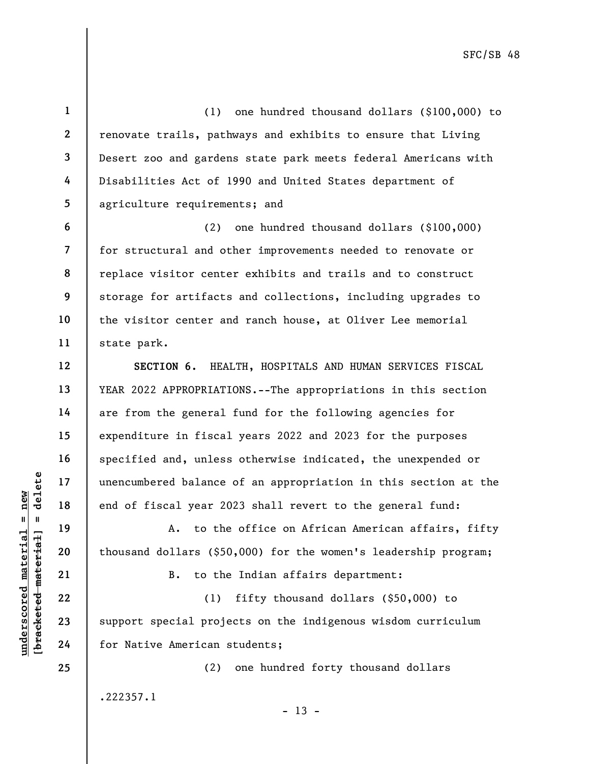(1) one hundred thousand dollars ($100,000) to renovate trails, pathways and exhibits to ensure that Living Desert zoo and gardens state park meets federal Americans with Disabilities Act of 1990 and United States department of agriculture requirements; and

(2) one hundred thousand dollars ($100,000) for structural and other improvements needed to renovate or replace visitor center exhibits and trails and to construct storage for artifacts and collections, including upgrades to the visitor center and ranch house, at Oliver Lee memorial state park.

**SECTION 6.** HEALTH, HOSPITALS AND HUMAN SERVICES FISCAL YEAR 2022 APPROPRIATIONS.--The appropriations in this section are from the general fund for the following agencies for expenditure in fiscal years 2022 and 2023 for the purposes specified and, unless otherwise indicated, the unexpended or unencumbered balance of an appropriation in this section at the end of fiscal year 2023 shall revert to the general fund:

A. to the office on African American affairs, fifty thousand dollars ($50,000) for the women's leadership program;

B. to the Indian affairs department:

(1) fifty thousand dollars ($50,000) to support special projects on the indigenous wisdom curriculum for Native American students;

(2) one hundred forty thousand dollars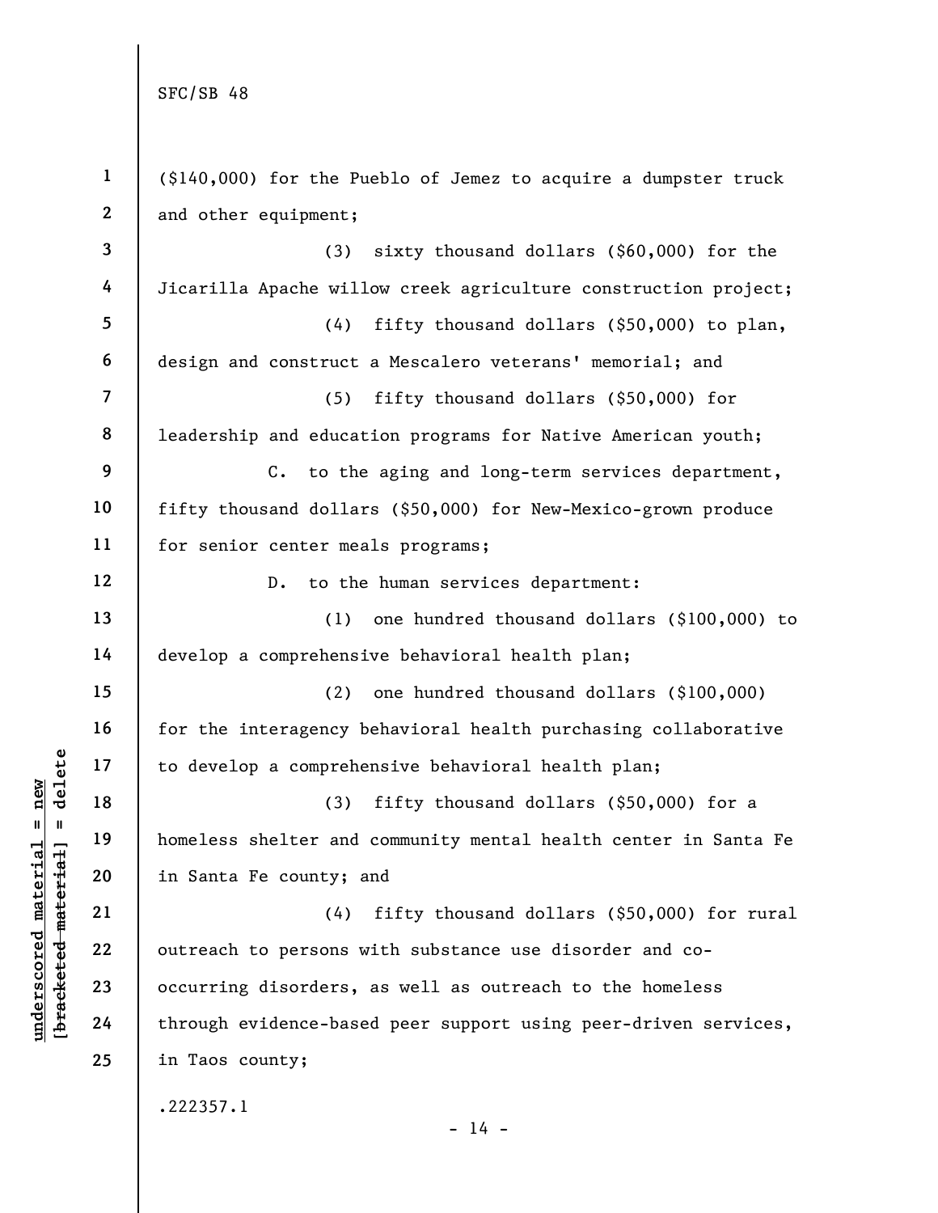($140,000) for the Pueblo of Jemez to acquire a dumpster truck and other equipment;

(3) sixty thousand dollars ($60,000) for the Jicarilla Apache willow creek agriculture construction project;

(4) fifty thousand dollars ($50,000) to plan, design and construct a Mescalero veterans' memorial; and

(5) fifty thousand dollars ($50,000) for leadership and education programs for Native American youth;

C. to the aging and long-term services department, fifty thousand dollars ($50,000) for New-Mexico-grown produce for senior center meals programs;

D. to the human services department:

(1) one hundred thousand dollars ($100,000) to develop a comprehensive behavioral health plan;

(2) one hundred thousand dollars ($100,000) for the interagency behavioral health purchasing collaborative to develop a comprehensive behavioral health plan;

(3) fifty thousand dollars ($50,000) for a homeless shelter and community mental health center in Santa Fe in Santa Fe county; and

(4) fifty thousand dollars ($50,000) for rural outreach to persons with substance use disorder and co-occurring disorders, as well as outreach to the homeless through evidence-based peer support using peer-driven services, in Taos county;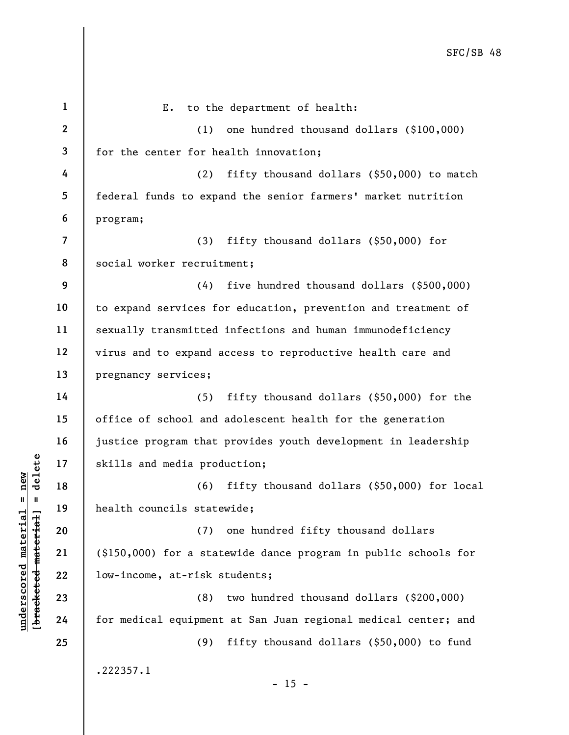E. to the department of health:

(1) one hundred thousand dollars ($100,000) for the center for health innovation;

(2) fifty thousand dollars ($50,000) to match federal funds to expand the senior farmers' market nutrition program;

(3) fifty thousand dollars ($50,000) for social worker recruitment;

(4) five hundred thousand dollars ($500,000) to expand services for education, prevention and treatment of sexually transmitted infections and human immunodeficiency virus and to expand access to reproductive health care and pregnancy services;

(5) fifty thousand dollars ($50,000) for the office of school and adolescent health for the generation justice program that provides youth development in leadership skills and media production;

(6) fifty thousand dollars ($50,000) for local health councils statewide;

(7) one hundred fifty thousand dollars ($150,000) for a statewide dance program in public schools for low-income, at-risk students;

(8) two hundred thousand dollars ($200,000) for medical equipment at San Juan regional medical center; and

(9) fifty thousand dollars ($50,000) to fund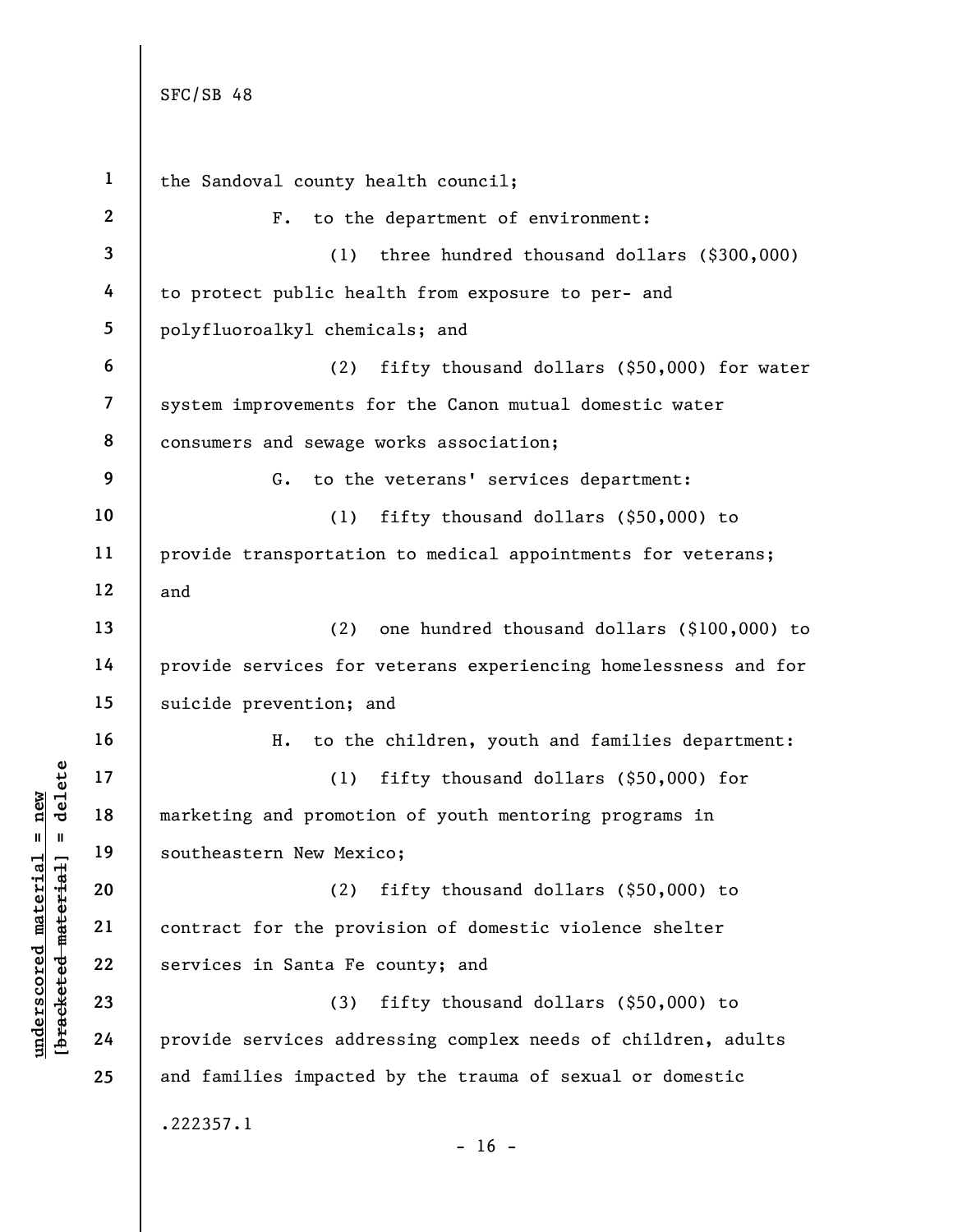the Sandoval county health council;

F. to the department of environment:

(1) three hundred thousand dollars ($300,000) to protect public health from exposure to per- and polyfluoroalkyl chemicals; and

(2) fifty thousand dollars ($50,000) for water system improvements for the Canon mutual domestic water consumers and sewage works association;

G. to the veterans' services department:

(1) fifty thousand dollars ($50,000) to provide transportation to medical appointments for veterans; and

(2) one hundred thousand dollars ($100,000) to provide services for veterans experiencing homelessness and for suicide prevention; and

H. to the children, youth and families department:

(1) fifty thousand dollars ($50,000) for marketing and promotion of youth mentoring programs in southeastern New Mexico;

(2) fifty thousand dollars ($50,000) to contract for the provision of domestic violence shelter services in Santa Fe county; and

(3) fifty thousand dollars ($50,000) to provide services addressing complex needs of children, adults and families impacted by the trauma of sexual or domestic

.222357.1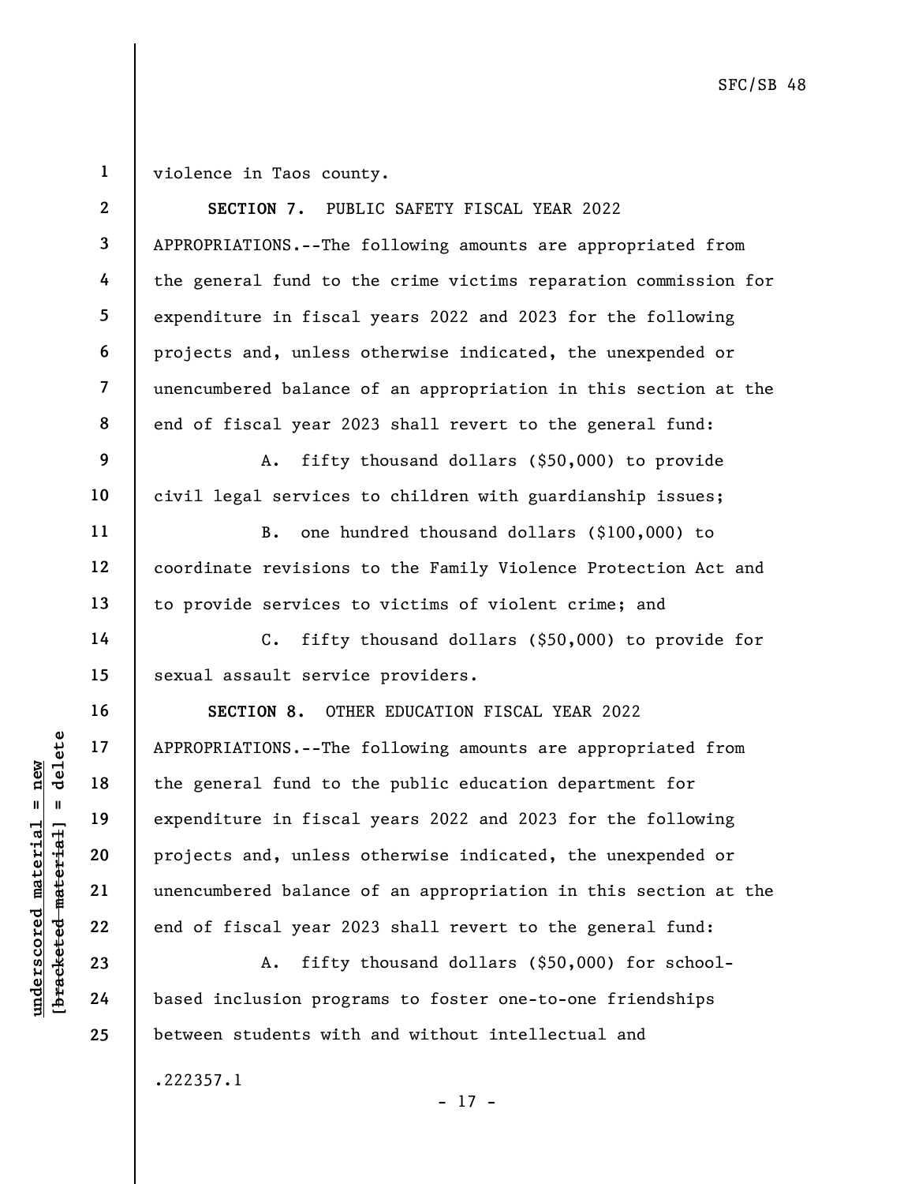violence in Taos county.

**SECTION 7.** PUBLIC SAFETY FISCAL YEAR 2022 APPROPRIATIONS.--The following amounts are appropriated from the general fund to the crime victims reparation commission for expenditure in fiscal years 2022 and 2023 for the following projects and, unless otherwise indicated, the unexpended or unencumbered balance of an appropriation in this section at the end of fiscal year 2023 shall revert to the general fund:

A. fifty thousand dollars ($50,000) to provide civil legal services to children with guardianship issues;

B. one hundred thousand dollars ($100,000) to coordinate revisions to the Family Violence Protection Act and to provide services to victims of violent crime; and

C. fifty thousand dollars ($50,000) to provide for sexual assault service providers.

**SECTION 8.** OTHER EDUCATION FISCAL YEAR 2022 APPROPRIATIONS.--The following amounts are appropriated from the general fund to the public education department for expenditure in fiscal years 2022 and 2023 for the following projects and, unless otherwise indicated, the unexpended or unencumbered balance of an appropriation in this section at the end of fiscal year 2023 shall revert to the general fund:

A. fifty thousand dollars ($50,000) for school-based inclusion programs to foster one-to-one friendships between students with and without intellectual and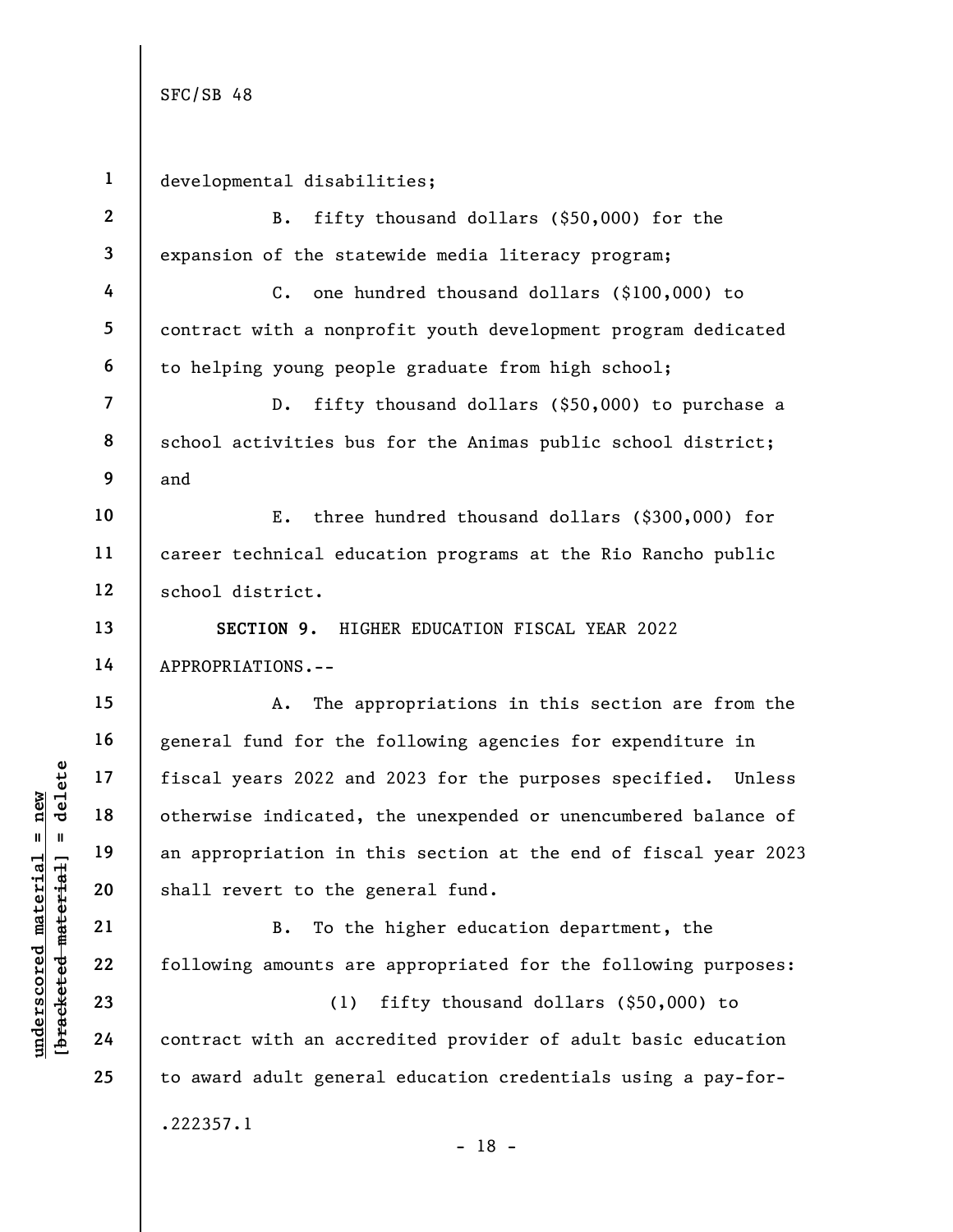developmental disabilities;

B. fifty thousand dollars ($50,000) for the expansion of the statewide media literacy program;

C. one hundred thousand dollars ($100,000) to contract with a nonprofit youth development program dedicated to helping young people graduate from high school;

D. fifty thousand dollars ($50,000) to purchase a school activities bus for the Animas public school district; and

E. three hundred thousand dollars ($300,000) for career technical education programs at the Rio Rancho public school district.

**SECTION 9.** HIGHER EDUCATION FISCAL YEAR 2022 APPROPRIATIONS.--

A. The appropriations in this section are from the general fund for the following agencies for expenditure in fiscal years 2022 and 2023 for the purposes specified. Unless otherwise indicated, the unexpended or unencumbered balance of an appropriation in this section at the end of fiscal year 2023 shall revert to the general fund.

B. To the higher education department, the following amounts are appropriated for the following purposes:

(1) fifty thousand dollars ($50,000) to contract with an accredited provider of adult basic education to award adult general education credentials using a pay-for-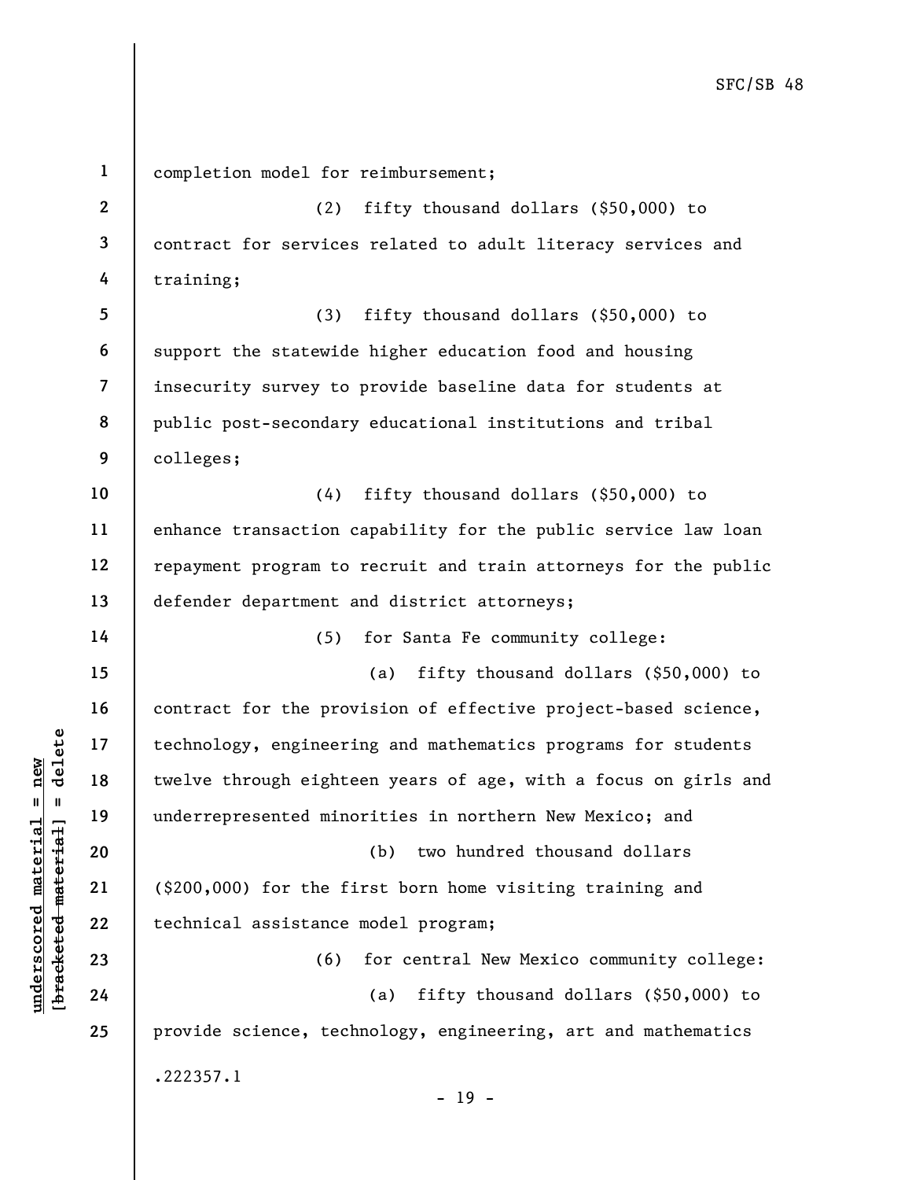completion model for reimbursement;

(2) fifty thousand dollars ($50,000) to contract for services related to adult literacy services and training;

(3) fifty thousand dollars ($50,000) to support the statewide higher education food and housing insecurity survey to provide baseline data for students at public post-secondary educational institutions and tribal colleges;

(4) fifty thousand dollars ($50,000) to enhance transaction capability for the public service law loan repayment program to recruit and train attorneys for the public defender department and district attorneys;

(5) for Santa Fe community college:

(a) fifty thousand dollars ($50,000) to contract for the provision of effective project-based science, technology, engineering and mathematics programs for students twelve through eighteen years of age, with a focus on girls and underrepresented minorities in northern New Mexico; and

(b) two hundred thousand dollars ($200,000) for the first born home visiting training and technical assistance model program;

(6) for central New Mexico community college:

(a) fifty thousand dollars ($50,000) to provide science, technology, engineering, art and mathematics

.222357.1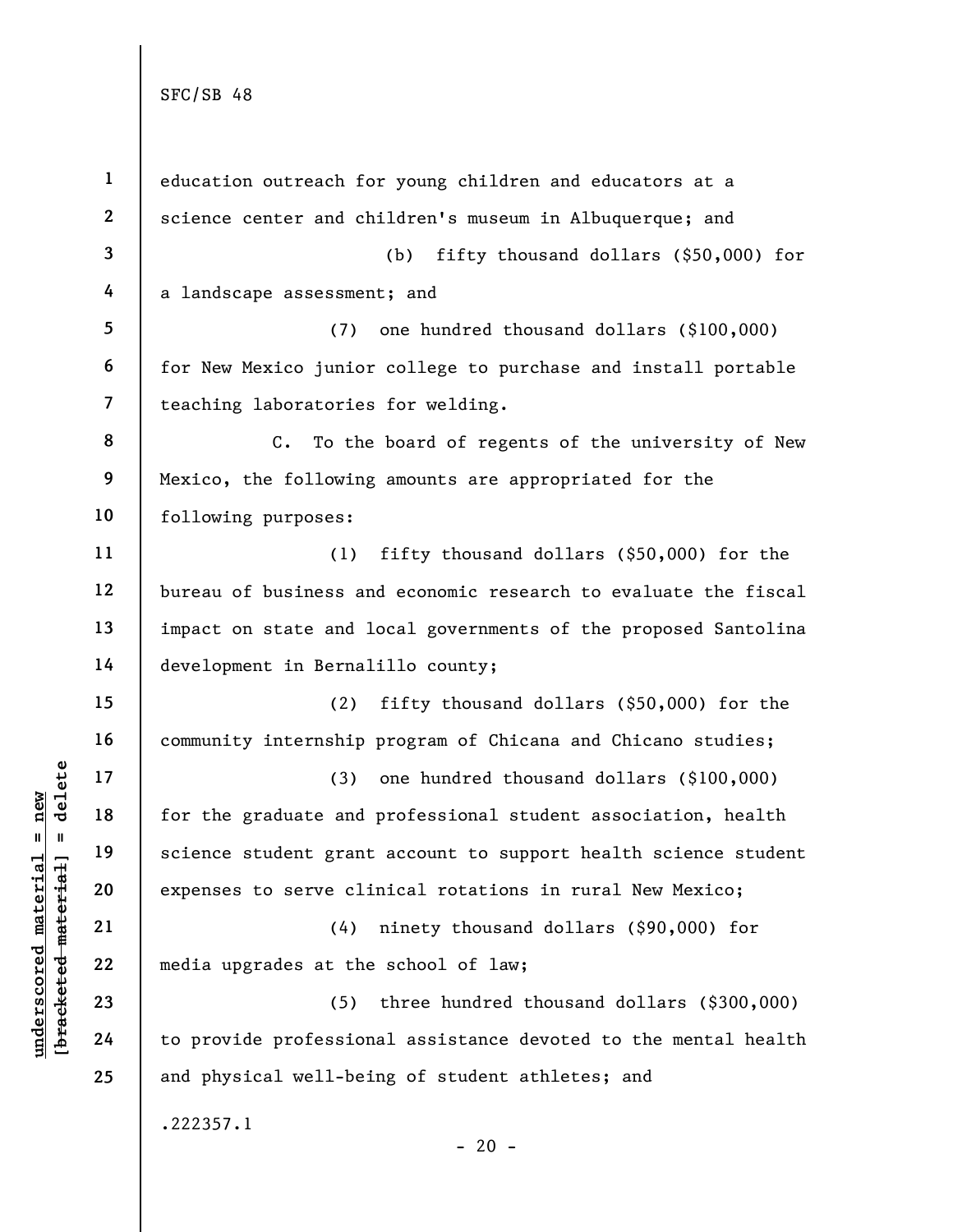education outreach for young children and educators at a science center and children's museum in Albuquerque; and

(b) fifty thousand dollars ($50,000) for a landscape assessment; and

(7) one hundred thousand dollars ($100,000) for New Mexico junior college to purchase and install portable teaching laboratories for welding.

C. To the board of regents of the university of New Mexico, the following amounts are appropriated for the following purposes:

(1) fifty thousand dollars ($50,000) for the bureau of business and economic research to evaluate the fiscal impact on state and local governments of the proposed Santolina development in Bernalillo county;

(2) fifty thousand dollars ($50,000) for the community internship program of Chicana and Chicano studies;

(3) one hundred thousand dollars ($100,000) for the graduate and professional student association, health science student grant account to support health science student expenses to serve clinical rotations in rural New Mexico;

(4) ninety thousand dollars ($90,000) for media upgrades at the school of law;

(5) three hundred thousand dollars ($300,000) to provide professional assistance devoted to the mental health and physical well-being of student athletes; and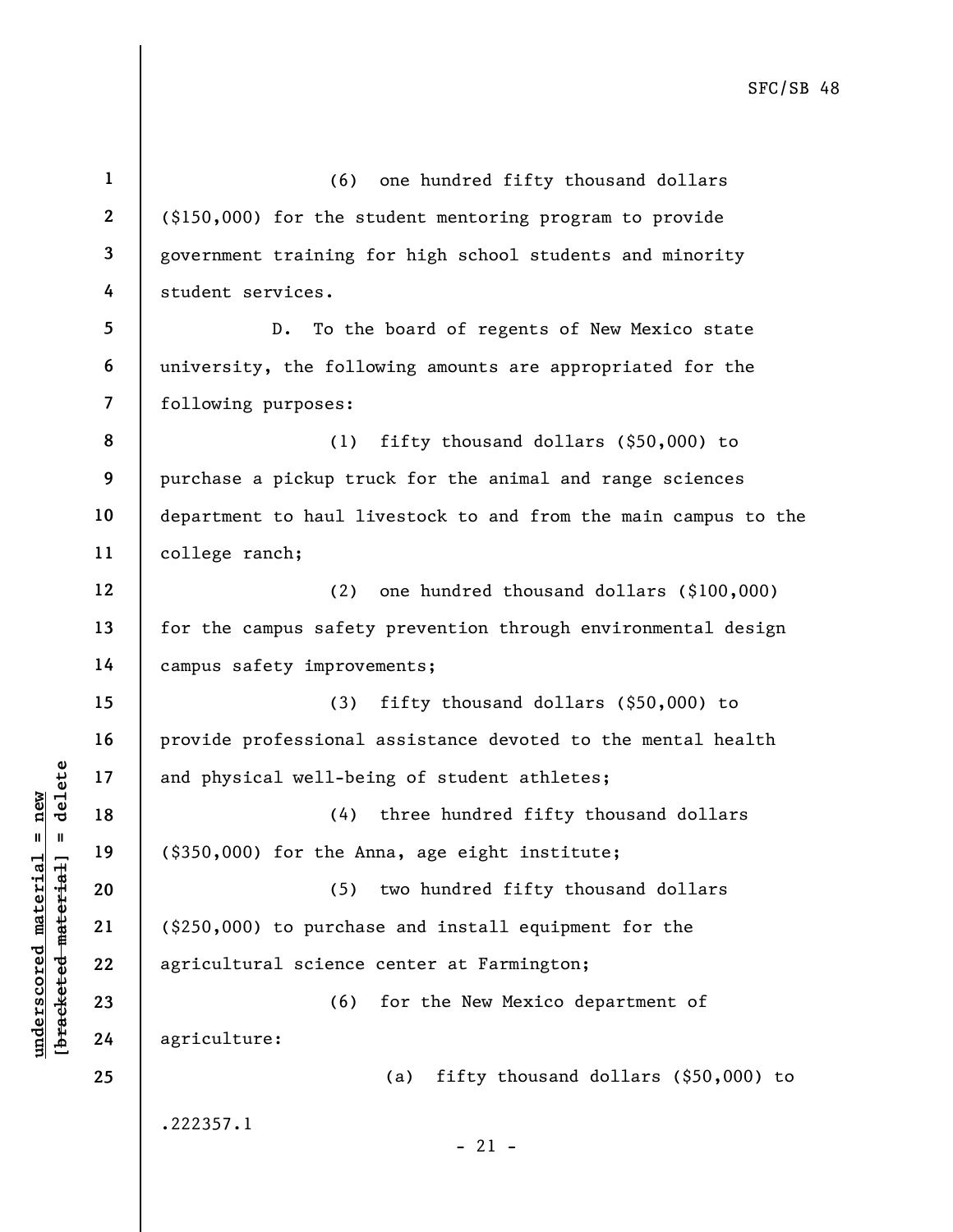(6) one hundred fifty thousand dollars ($150,000) for the student mentoring program to provide government training for high school students and minority student services.

D. To the board of regents of New Mexico state university, the following amounts are appropriated for the following purposes:

(1) fifty thousand dollars ($50,000) to purchase a pickup truck for the animal and range sciences department to haul livestock to and from the main campus to the college ranch;

(2) one hundred thousand dollars ($100,000) for the campus safety prevention through environmental design campus safety improvements;

(3) fifty thousand dollars ($50,000) to provide professional assistance devoted to the mental health and physical well-being of student athletes;

(4) three hundred fifty thousand dollars ($350,000) for the Anna, age eight institute;

(5) two hundred fifty thousand dollars ($250,000) to purchase and install equipment for the agricultural science center at Farmington;

(6) for the New Mexico department of agriculture:

(a) fifty thousand dollars ($50,000) to

.222357.1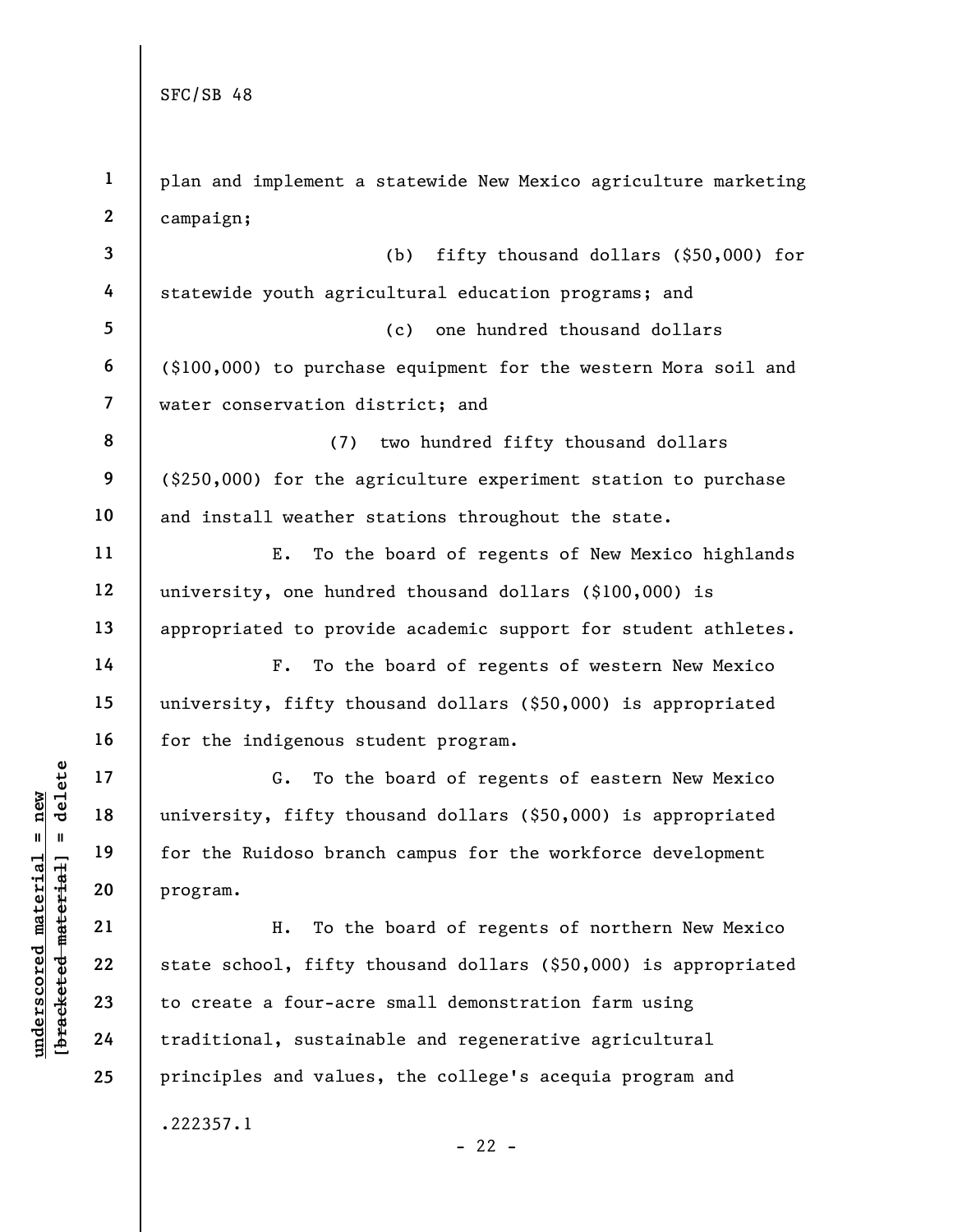plan and implement a statewide New Mexico agriculture marketing campaign;

(b) fifty thousand dollars ($50,000) for statewide youth agricultural education programs; and

(c) one hundred thousand dollars ($100,000) to purchase equipment for the western Mora soil and water conservation district; and

(7) two hundred fifty thousand dollars ($250,000) for the agriculture experiment station to purchase and install weather stations throughout the state.

E. To the board of regents of New Mexico highlands university, one hundred thousand dollars ($100,000) is appropriated to provide academic support for student athletes.

F. To the board of regents of western New Mexico university, fifty thousand dollars ($50,000) is appropriated for the indigenous student program.

G. To the board of regents of eastern New Mexico university, fifty thousand dollars ($50,000) is appropriated for the Ruidoso branch campus for the workforce development program.

H. To the board of regents of northern New Mexico state school, fifty thousand dollars ($50,000) is appropriated to create a four-acre small demonstration farm using traditional, sustainable and regenerative agricultural principles and values, the college's acequia program and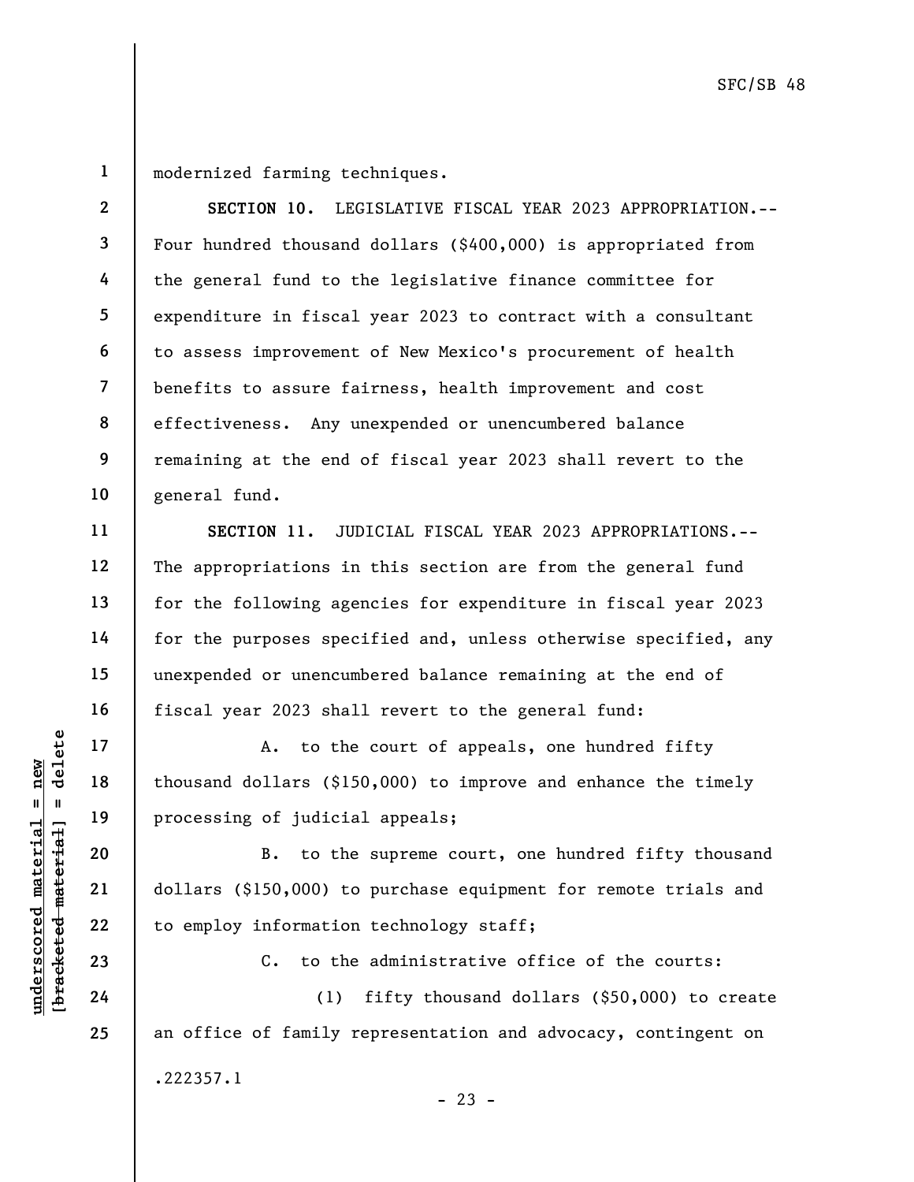modernized farming techniques.

**SECTION 10.** LEGISLATIVE FISCAL YEAR 2023 APPROPRIATION.--Four hundred thousand dollars ($400,000) is appropriated from the general fund to the legislative finance committee for expenditure in fiscal year 2023 to contract with a consultant to assess improvement of New Mexico's procurement of health benefits to assure fairness, health improvement and cost effectiveness. Any unexpended or unencumbered balance remaining at the end of fiscal year 2023 shall revert to the general fund.

**SECTION 11.** JUDICIAL FISCAL YEAR 2023 APPROPRIATIONS.--The appropriations in this section are from the general fund for the following agencies for expenditure in fiscal year 2023 for the purposes specified and, unless otherwise specified, any unexpended or unencumbered balance remaining at the end of fiscal year 2023 shall revert to the general fund:

A. to the court of appeals, one hundred fifty thousand dollars ($150,000) to improve and enhance the timely processing of judicial appeals;

B. to the supreme court, one hundred fifty thousand dollars ($150,000) to purchase equipment for remote trials and to employ information technology staff;

C. to the administrative office of the courts:

(1) fifty thousand dollars ($50,000) to create an office of family representation and advocacy, contingent on

.222357.1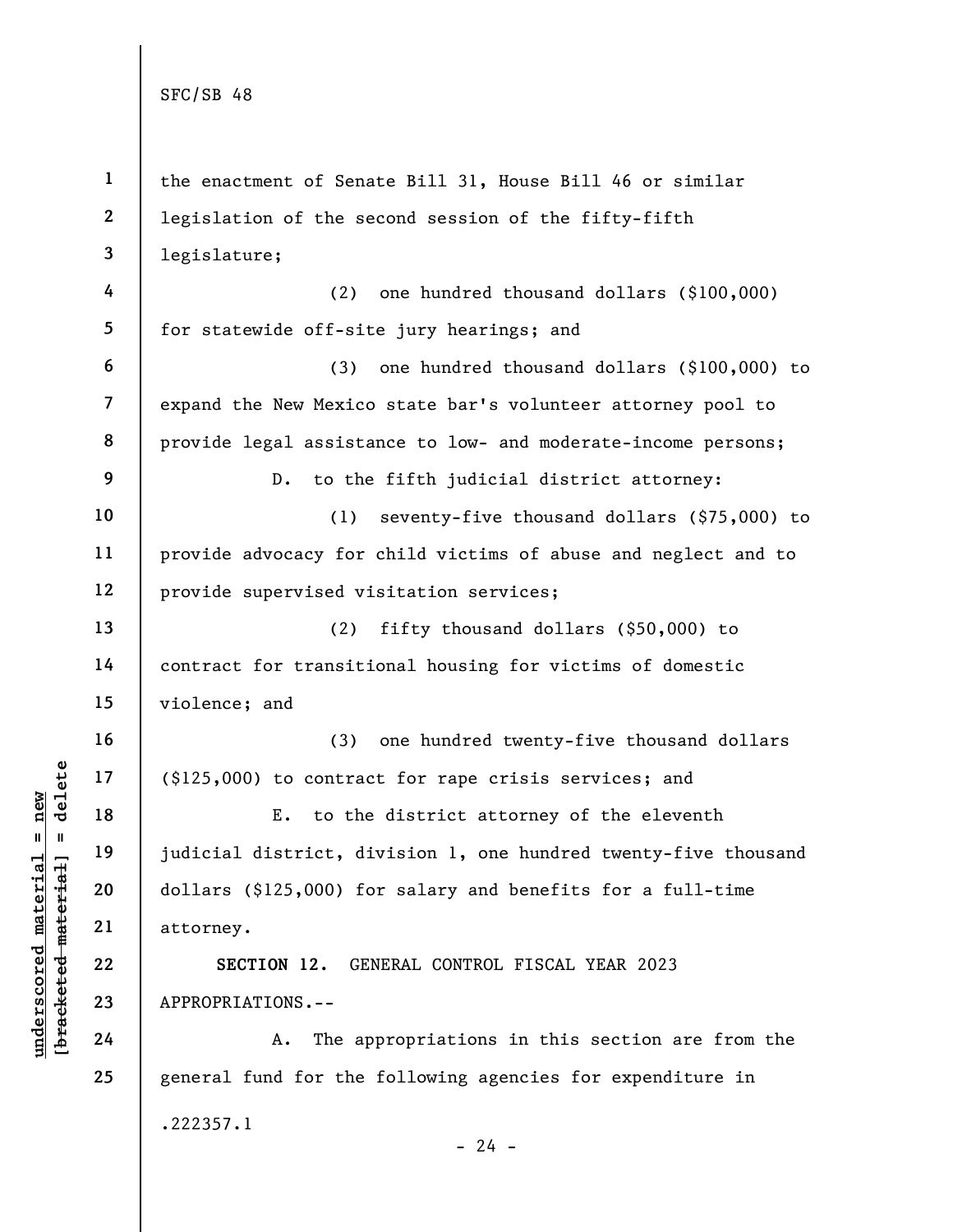the enactment of Senate Bill 31, House Bill 46 or similar legislation of the second session of the fifty-fifth legislature;

(2) one hundred thousand dollars ($100,000) for statewide off-site jury hearings; and

(3) one hundred thousand dollars ($100,000) to expand the New Mexico state bar's volunteer attorney pool to provide legal assistance to low- and moderate-income persons;

D. to the fifth judicial district attorney:

(1) seventy-five thousand dollars ($75,000) to provide advocacy for child victims of abuse and neglect and to provide supervised visitation services;

(2) fifty thousand dollars ($50,000) to contract for transitional housing for victims of domestic violence; and

(3) one hundred twenty-five thousand dollars ($125,000) to contract for rape crisis services; and

E. to the district attorney of the eleventh judicial district, division 1, one hundred twenty-five thousand dollars ($125,000) for salary and benefits for a full-time attorney.

**SECTION 12.** GENERAL CONTROL FISCAL YEAR 2023 APPROPRIATIONS.--

A. The appropriations in this section are from the general fund for the following agencies for expenditure in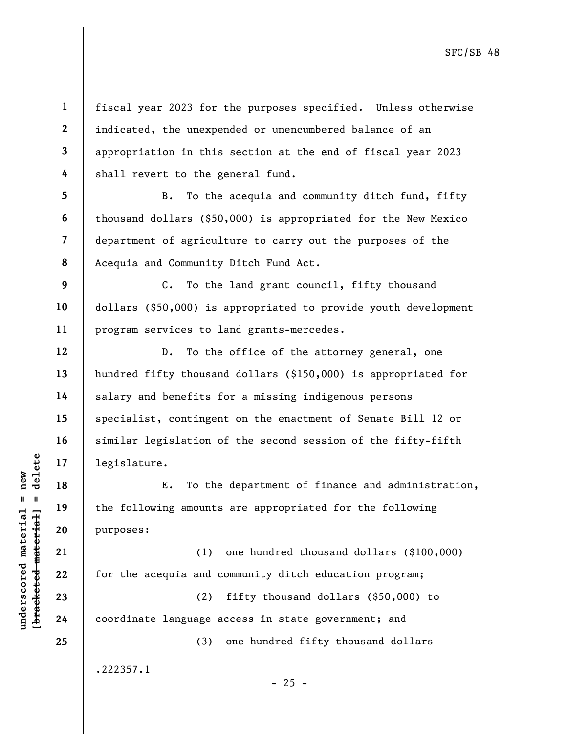fiscal year 2023 for the purposes specified. Unless otherwise indicated, the unexpended or unencumbered balance of an appropriation in this section at the end of fiscal year 2023 shall revert to the general fund.

B. To the acequia and community ditch fund, fifty thousand dollars ($50,000) is appropriated for the New Mexico department of agriculture to carry out the purposes of the Acequia and Community Ditch Fund Act.

C. To the land grant council, fifty thousand dollars ($50,000) is appropriated to provide youth development program services to land grants-mercedes.

D. To the office of the attorney general, one hundred fifty thousand dollars ($150,000) is appropriated for salary and benefits for a missing indigenous persons specialist, contingent on the enactment of Senate Bill 12 or similar legislation of the second session of the fifty-fifth legislature.

E. To the department of finance and administration, the following amounts are appropriated for the following purposes:

(1) one hundred thousand dollars ($100,000) for the acequia and community ditch education program;

(2) fifty thousand dollars ($50,000) to coordinate language access in state government; and

(3) one hundred fifty thousand dollars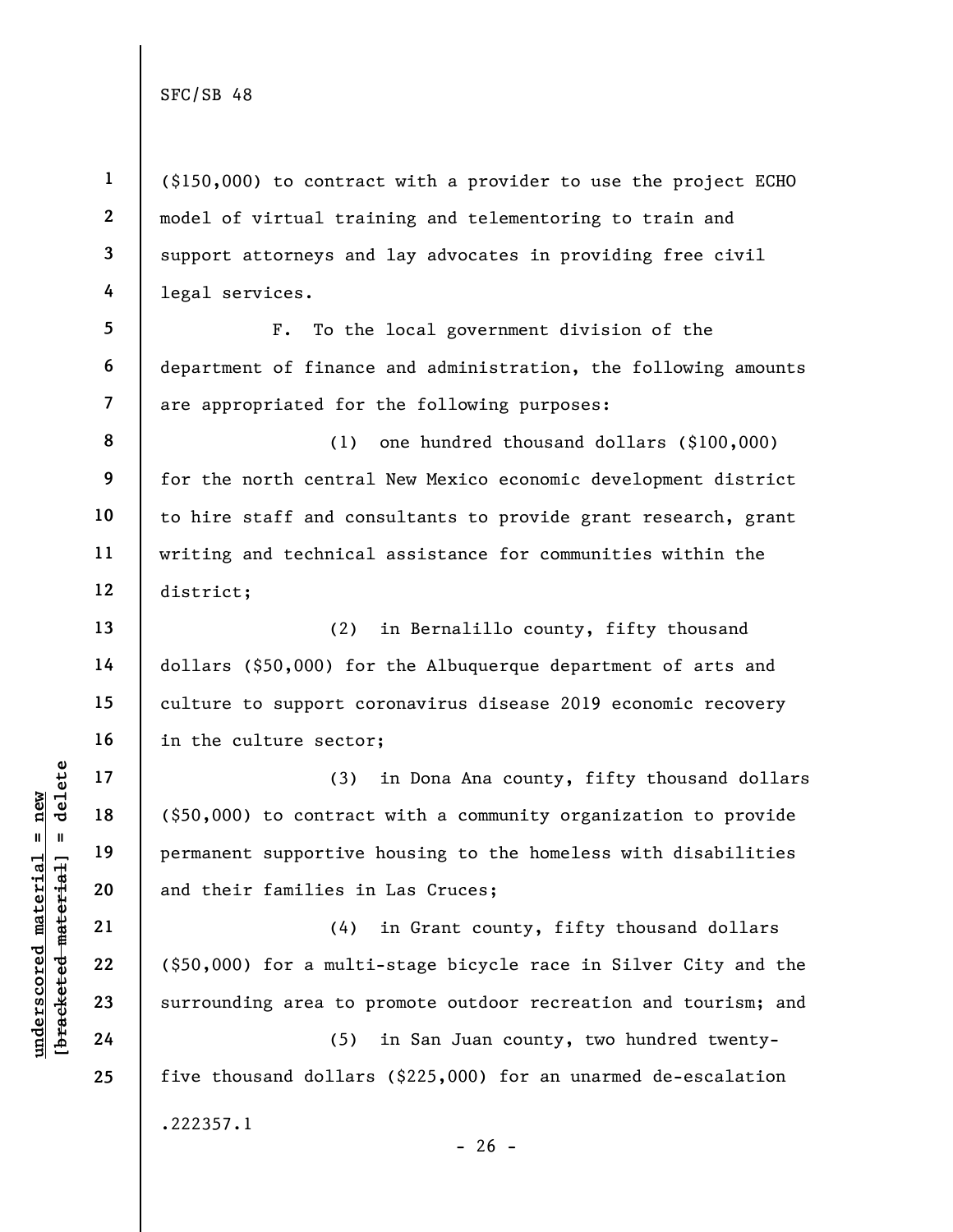($150,000) to contract with a provider to use the project ECHO model of virtual training and telementoring to train and support attorneys and lay advocates in providing free civil legal services.

F. To the local government division of the department of finance and administration, the following amounts are appropriated for the following purposes:

(1) one hundred thousand dollars ($100,000) for the north central New Mexico economic development district to hire staff and consultants to provide grant research, grant writing and technical assistance for communities within the district;

(2) in Bernalillo county, fifty thousand dollars ($50,000) for the Albuquerque department of arts and culture to support coronavirus disease 2019 economic recovery in the culture sector;

(3) in Dona Ana county, fifty thousand dollars ($50,000) to contract with a community organization to provide permanent supportive housing to the homeless with disabilities and their families in Las Cruces;

(4) in Grant county, fifty thousand dollars ($50,000) for a multi-stage bicycle race in Silver City and the surrounding area to promote outdoor recreation and tourism; and

(5) in San Juan county, two hundred twenty-five thousand dollars ($225,000) for an unarmed de-escalation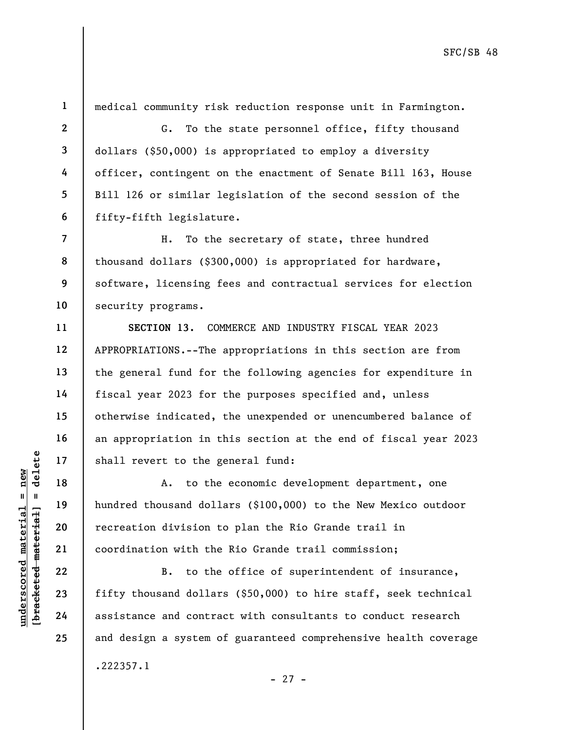medical community risk reduction response unit in Farmington.

G. To the state personnel office, fifty thousand dollars ($50,000) is appropriated to employ a diversity officer, contingent on the enactment of Senate Bill 163, House Bill 126 or similar legislation of the second session of the fifty-fifth legislature.

H. To the secretary of state, three hundred thousand dollars ($300,000) is appropriated for hardware, software, licensing fees and contractual services for election security programs.

**SECTION 13.** COMMERCE AND INDUSTRY FISCAL YEAR 2023 APPROPRIATIONS.--The appropriations in this section are from the general fund for the following agencies for expenditure in fiscal year 2023 for the purposes specified and, unless otherwise indicated, the unexpended or unencumbered balance of an appropriation in this section at the end of fiscal year 2023 shall revert to the general fund:

A. to the economic development department, one hundred thousand dollars ($100,000) to the New Mexico outdoor recreation division to plan the Rio Grande trail in coordination with the Rio Grande trail commission;

B. to the office of superintendent of insurance, fifty thousand dollars ($50,000) to hire staff, seek technical assistance and contract with consultants to conduct research and design a system of guaranteed comprehensive health coverage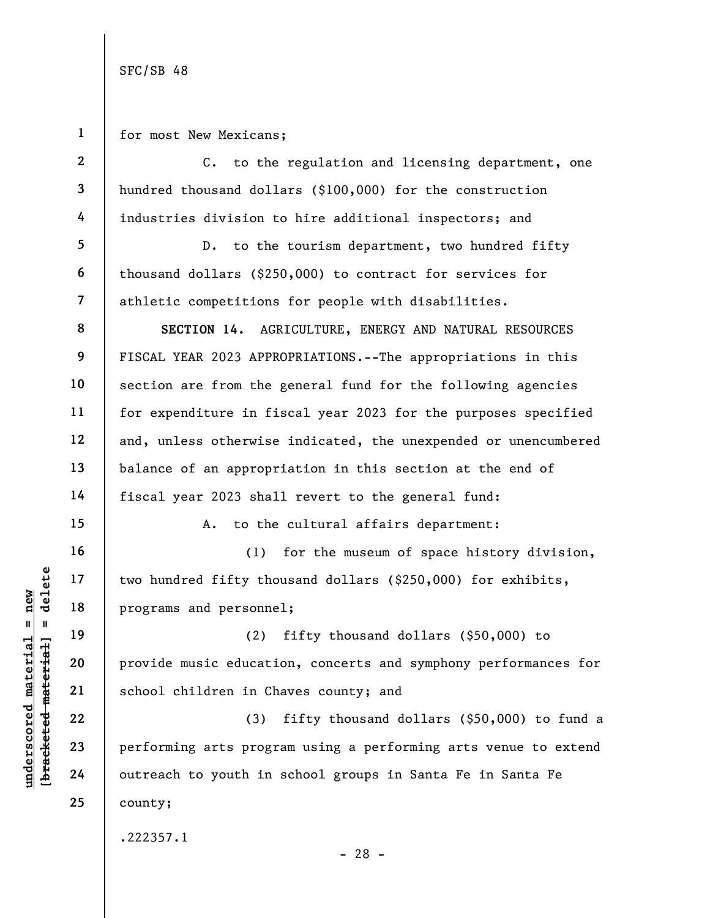for most New Mexicans;

C. to the regulation and licensing department, one hundred thousand dollars ($100,000) for the construction industries division to hire additional inspectors; and

D. to the tourism department, two hundred fifty thousand dollars ($250,000) to contract for services for athletic competitions for people with disabilities.

**SECTION 14.** AGRICULTURE, ENERGY AND NATURAL RESOURCES FISCAL YEAR 2023 APPROPRIATIONS.--The appropriations in this section are from the general fund for the following agencies for expenditure in fiscal year 2023 for the purposes specified and, unless otherwise indicated, the unexpended or unencumbered balance of an appropriation in this section at the end of fiscal year 2023 shall revert to the general fund:

A. to the cultural affairs department:

(1) for the museum of space history division, two hundred fifty thousand dollars ($250,000) for exhibits, programs and personnel;

(2) fifty thousand dollars ($50,000) to provide music education, concerts and symphony performances for school children in Chaves county; and

(3) fifty thousand dollars ($50,000) to fund a performing arts program using a performing arts venue to extend outreach to youth in school groups in Santa Fe in Santa Fe county;

.222357.1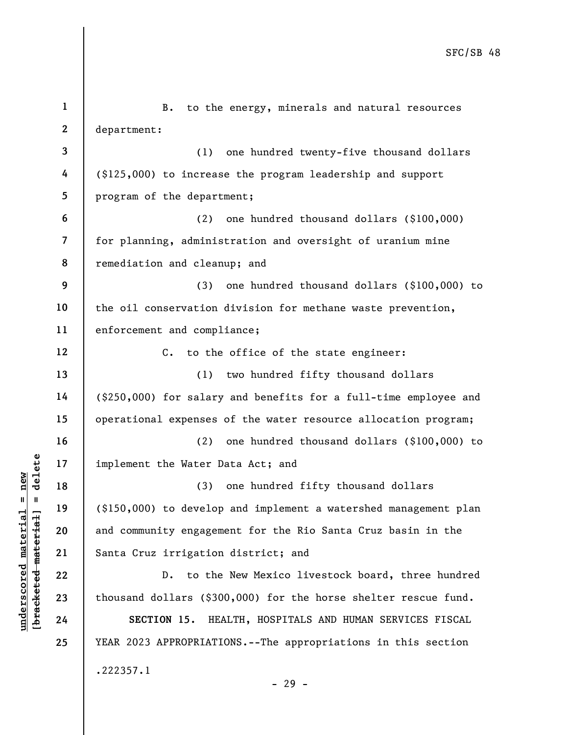B. to the energy, minerals and natural resources department:

(1) one hundred twenty-five thousand dollars ($125,000) to increase the program leadership and support program of the department;

(2) one hundred thousand dollars ($100,000) for planning, administration and oversight of uranium mine remediation and cleanup; and

(3) one hundred thousand dollars ($100,000) to the oil conservation division for methane waste prevention, enforcement and compliance;

C. to the office of the state engineer:

(1) two hundred fifty thousand dollars ($250,000) for salary and benefits for a full-time employee and operational expenses of the water resource allocation program;

(2) one hundred thousand dollars ($100,000) to implement the Water Data Act; and

(3) one hundred fifty thousand dollars ($150,000) to develop and implement a watershed management plan and community engagement for the Rio Santa Cruz basin in the Santa Cruz irrigation district; and

D. to the New Mexico livestock board, three hundred thousand dollars ($300,000) for the horse shelter rescue fund.

**SECTION 15.** HEALTH, HOSPITALS AND HUMAN SERVICES FISCAL YEAR 2023 APPROPRIATIONS.--The appropriations in this section

.222357.1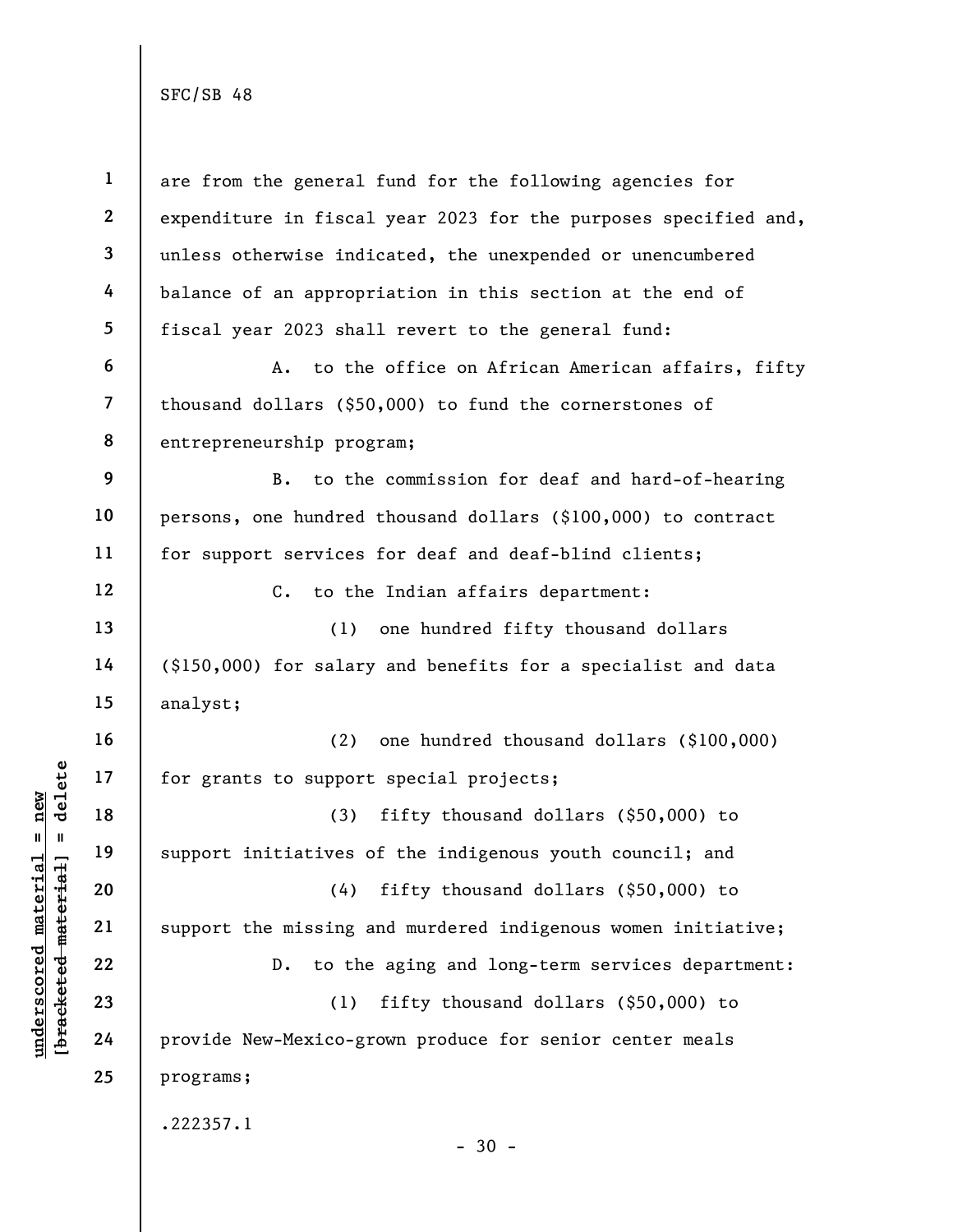are from the general fund for the following agencies for expenditure in fiscal year 2023 for the purposes specified and, unless otherwise indicated, the unexpended or unencumbered balance of an appropriation in this section at the end of fiscal year 2023 shall revert to the general fund:

A. to the office on African American affairs, fifty thousand dollars ($50,000) to fund the cornerstones of entrepreneurship program;

B. to the commission for deaf and hard-of-hearing persons, one hundred thousand dollars ($100,000) to contract for support services for deaf and deaf-blind clients;

C. to the Indian affairs department:

(1) one hundred fifty thousand dollars ($150,000) for salary and benefits for a specialist and data analyst;

(2) one hundred thousand dollars ($100,000) for grants to support special projects;

(3) fifty thousand dollars ($50,000) to support initiatives of the indigenous youth council; and

(4) fifty thousand dollars ($50,000) to support the missing and murdered indigenous women initiative;

D. to the aging and long-term services department:

(1) fifty thousand dollars ($50,000) to provide New-Mexico-grown produce for senior center meals programs;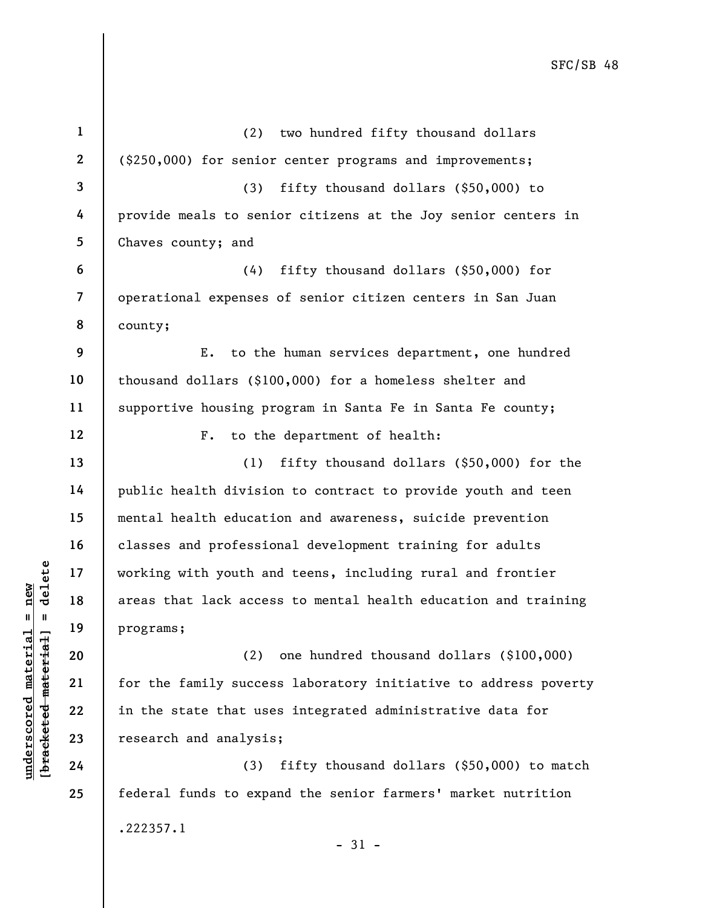(2) two hundred fifty thousand dollars ($250,000) for senior center programs and improvements;

(3) fifty thousand dollars ($50,000) to provide meals to senior citizens at the Joy senior centers in Chaves county; and

(4) fifty thousand dollars ($50,000) for operational expenses of senior citizen centers in San Juan county;

E. to the human services department, one hundred thousand dollars ($100,000) for a homeless shelter and supportive housing program in Santa Fe in Santa Fe county;

F. to the department of health:

(1) fifty thousand dollars ($50,000) for the public health division to contract to provide youth and teen mental health education and awareness, suicide prevention classes and professional development training for adults working with youth and teens, including rural and frontier areas that lack access to mental health education and training programs;

(2) one hundred thousand dollars ($100,000) for the family success laboratory initiative to address poverty in the state that uses integrated administrative data for research and analysis;

(3) fifty thousand dollars ($50,000) to match federal funds to expand the senior farmers' market nutrition

.222357.1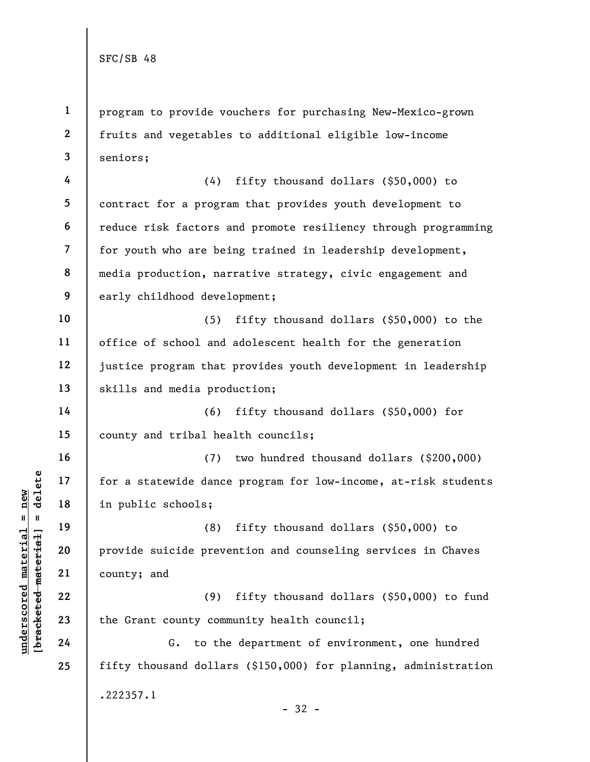program to provide vouchers for purchasing New-Mexico-grown fruits and vegetables to additional eligible low-income seniors;

(4) fifty thousand dollars ($50,000) to contract for a program that provides youth development to reduce risk factors and promote resiliency through programming for youth who are being trained in leadership development, media production, narrative strategy, civic engagement and early childhood development;

(5) fifty thousand dollars ($50,000) to the office of school and adolescent health for the generation justice program that provides youth development in leadership skills and media production;

(6) fifty thousand dollars ($50,000) for county and tribal health councils;

(7) two hundred thousand dollars ($200,000) for a statewide dance program for low-income, at-risk students in public schools;

(8) fifty thousand dollars ($50,000) to provide suicide prevention and counseling services in Chaves county; and

(9) fifty thousand dollars ($50,000) to fund the Grant county community health council;

G. to the department of environment, one hundred fifty thousand dollars ($150,000) for planning, administration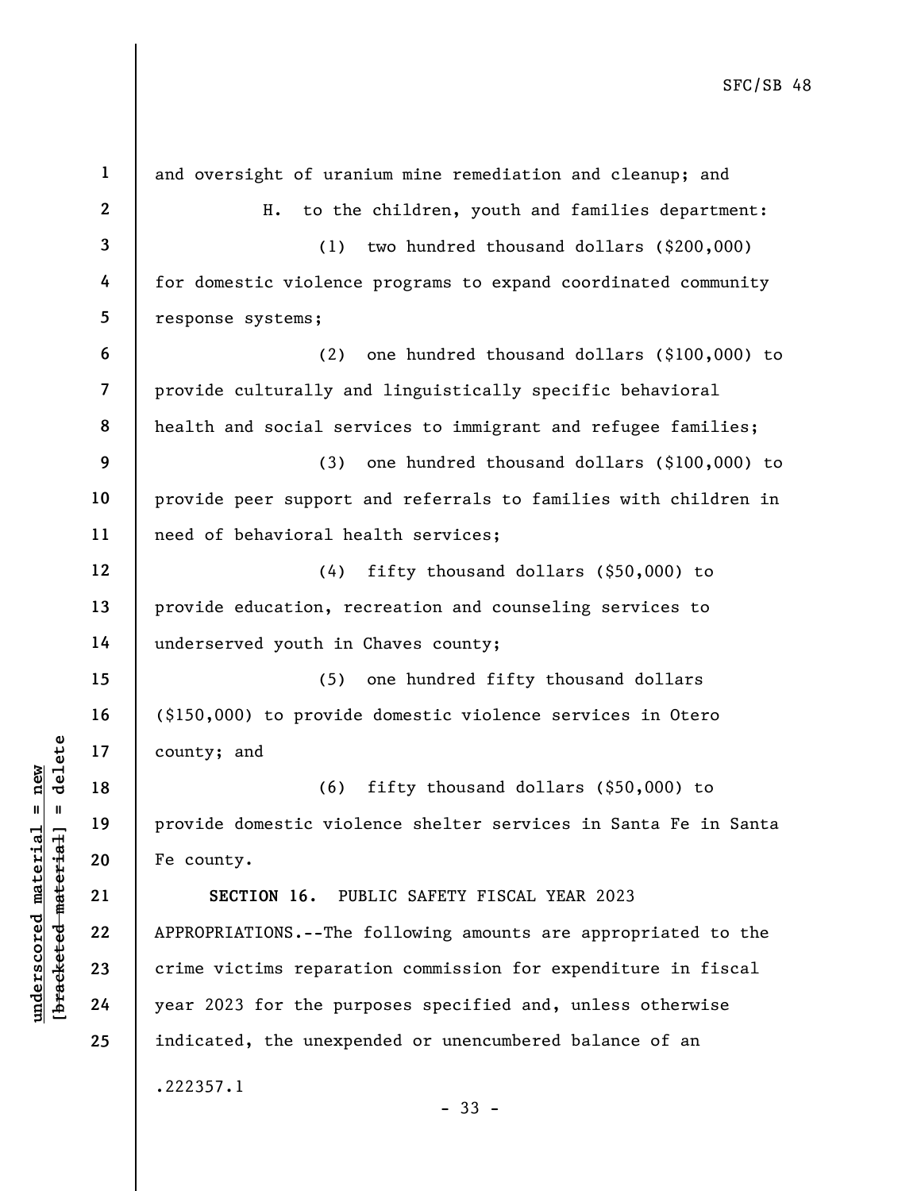and oversight of uranium mine remediation and cleanup; and

H. to the children, youth and families department:

(1) two hundred thousand dollars ($200,000) for domestic violence programs to expand coordinated community response systems;

(2) one hundred thousand dollars ($100,000) to provide culturally and linguistically specific behavioral health and social services to immigrant and refugee families;

(3) one hundred thousand dollars ($100,000) to provide peer support and referrals to families with children in need of behavioral health services;

(4) fifty thousand dollars ($50,000) to provide education, recreation and counseling services to underserved youth in Chaves county;

(5) one hundred fifty thousand dollars ($150,000) to provide domestic violence services in Otero county; and

(6) fifty thousand dollars ($50,000) to provide domestic violence shelter services in Santa Fe in Santa Fe county.

**SECTION 16.** PUBLIC SAFETY FISCAL YEAR 2023 APPROPRIATIONS.--The following amounts are appropriated to the crime victims reparation commission for expenditure in fiscal year 2023 for the purposes specified and, unless otherwise indicated, the unexpended or unencumbered balance of an

.222357.1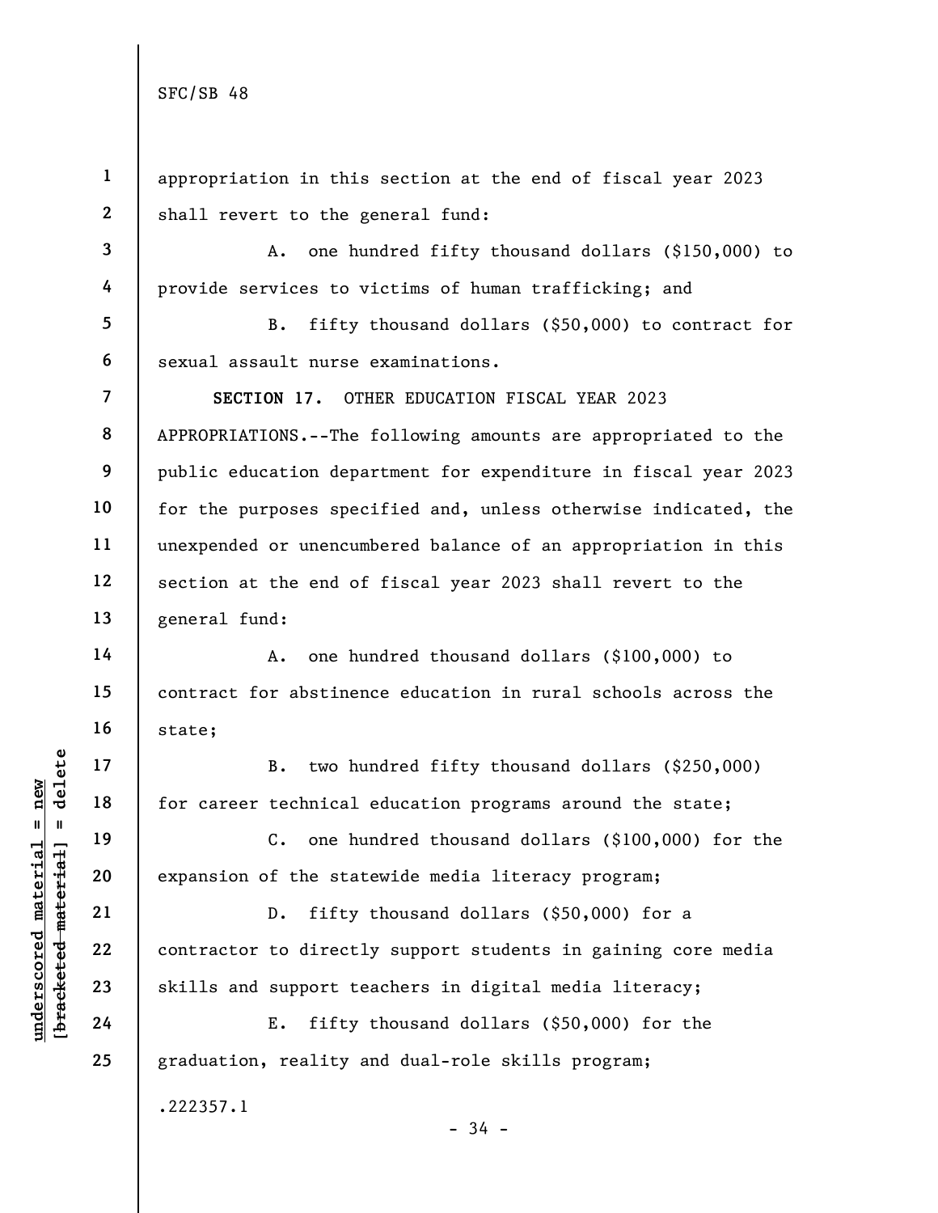appropriation in this section at the end of fiscal year 2023 shall revert to the general fund:

A. one hundred fifty thousand dollars ($150,000) to provide services to victims of human trafficking; and

B. fifty thousand dollars ($50,000) to contract for sexual assault nurse examinations.

**SECTION 17.** OTHER EDUCATION FISCAL YEAR 2023 APPROPRIATIONS.--The following amounts are appropriated to the public education department for expenditure in fiscal year 2023 for the purposes specified and, unless otherwise indicated, the unexpended or unencumbered balance of an appropriation in this section at the end of fiscal year 2023 shall revert to the general fund:

A. one hundred thousand dollars ($100,000) to contract for abstinence education in rural schools across the state;

B. two hundred fifty thousand dollars ($250,000) for career technical education programs around the state;

C. one hundred thousand dollars ($100,000) for the expansion of the statewide media literacy program;

D. fifty thousand dollars ($50,000) for a contractor to directly support students in gaining core media skills and support teachers in digital media literacy;

E. fifty thousand dollars ($50,000) for the graduation, reality and dual-role skills program;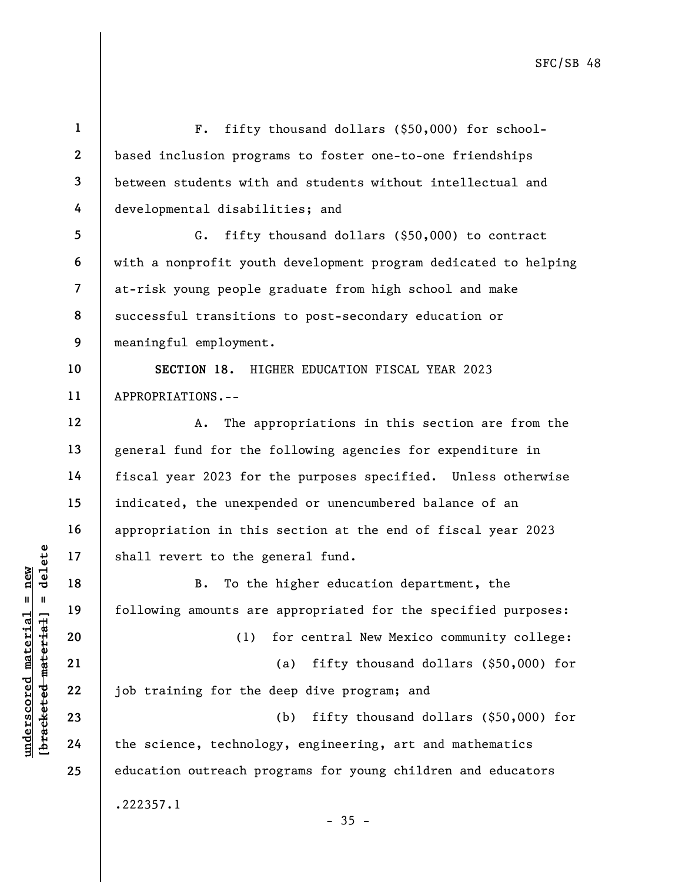F. fifty thousand dollars ($50,000) for school-based inclusion programs to foster one-to-one friendships between students with and students without intellectual and developmental disabilities; and

G. fifty thousand dollars ($50,000) to contract with a nonprofit youth development program dedicated to helping at-risk young people graduate from high school and make successful transitions to post-secondary education or meaningful employment.

**SECTION 18.** HIGHER EDUCATION FISCAL YEAR 2023 APPROPRIATIONS.--

A. The appropriations in this section are from the general fund for the following agencies for expenditure in fiscal year 2023 for the purposes specified. Unless otherwise indicated, the unexpended or unencumbered balance of an appropriation in this section at the end of fiscal year 2023 shall revert to the general fund.

B. To the higher education department, the following amounts are appropriated for the specified purposes:

(1) for central New Mexico community college:

(a) fifty thousand dollars ($50,000) for job training for the deep dive program; and

(b) fifty thousand dollars ($50,000) for the science, technology, engineering, art and mathematics education outreach programs for young children and educators

.222357.1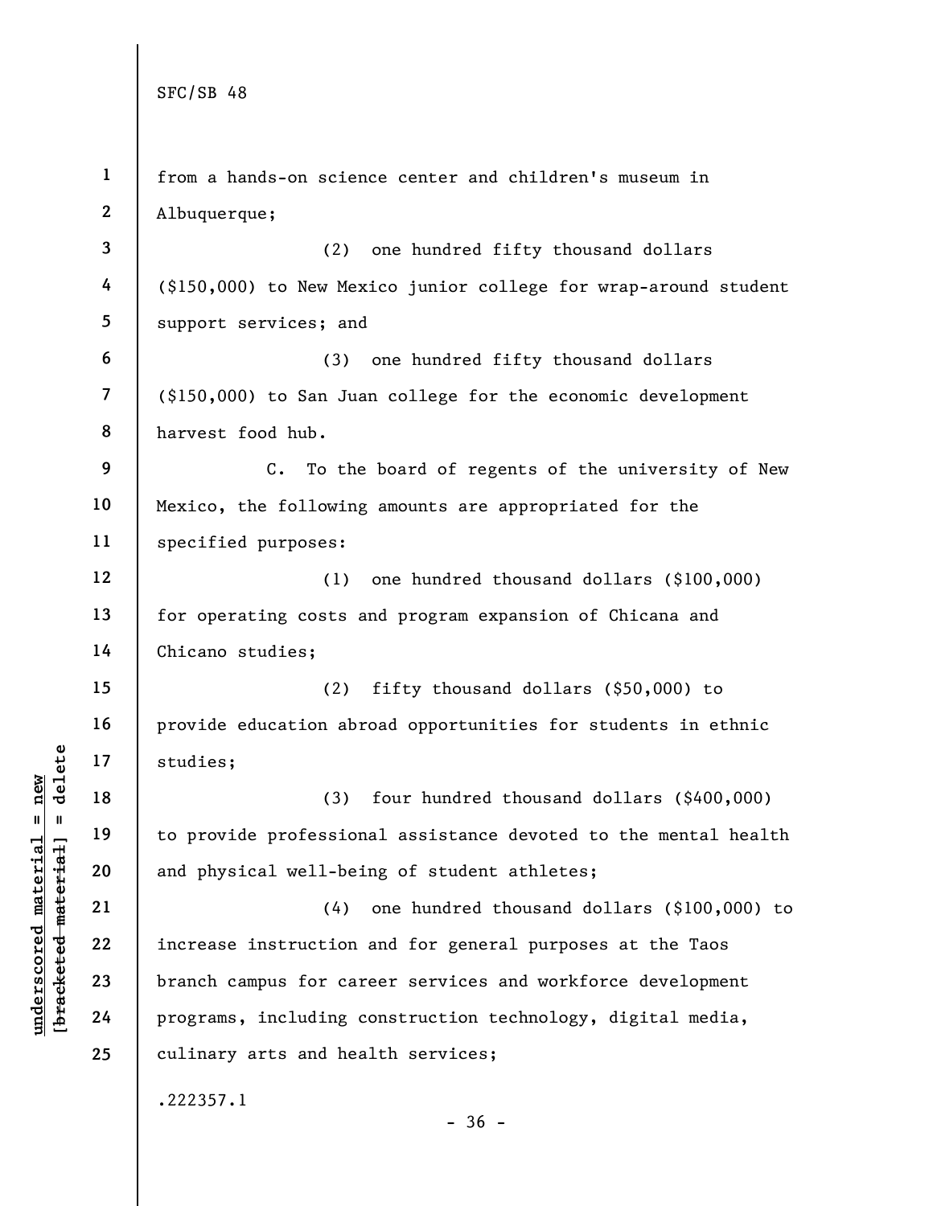from a hands-on science center and children's museum in Albuquerque;

(2) one hundred fifty thousand dollars ($150,000) to New Mexico junior college for wrap-around student support services; and

(3) one hundred fifty thousand dollars ($150,000) to San Juan college for the economic development harvest food hub.

C. To the board of regents of the university of New Mexico, the following amounts are appropriated for the specified purposes:

(1) one hundred thousand dollars ($100,000) for operating costs and program expansion of Chicana and Chicano studies;

(2) fifty thousand dollars ($50,000) to provide education abroad opportunities for students in ethnic studies;

(3) four hundred thousand dollars ($400,000) to provide professional assistance devoted to the mental health and physical well-being of student athletes;

(4) one hundred thousand dollars ($100,000) to increase instruction and for general purposes at the Taos branch campus for career services and workforce development programs, including construction technology, digital media, culinary arts and health services;

.222357.1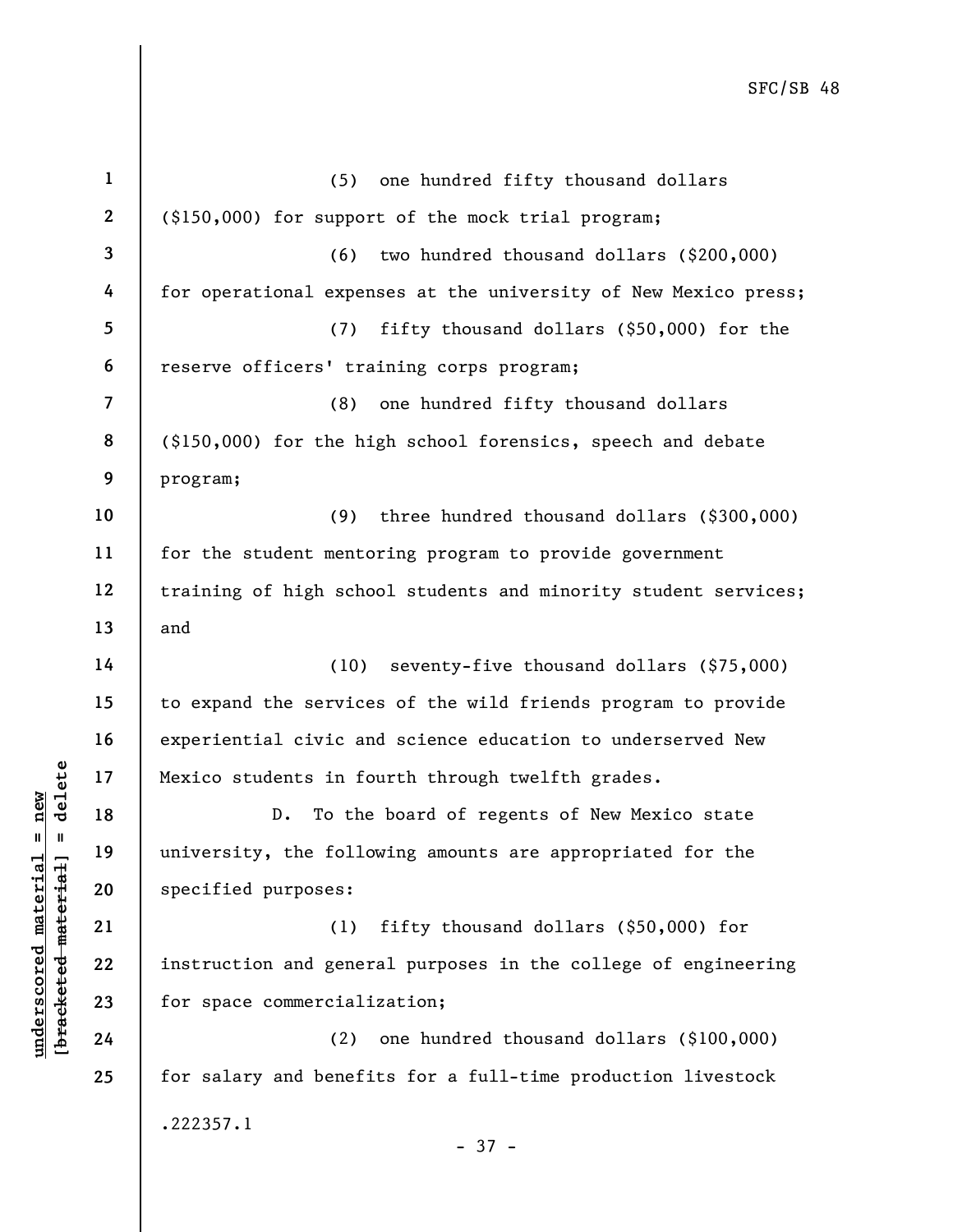(5) one hundred fifty thousand dollars ($150,000) for support of the mock trial program;

(6) two hundred thousand dollars ($200,000) for operational expenses at the university of New Mexico press;

(7) fifty thousand dollars ($50,000) for the reserve officers' training corps program;

(8) one hundred fifty thousand dollars ($150,000) for the high school forensics, speech and debate program;

(9) three hundred thousand dollars ($300,000) for the student mentoring program to provide government training of high school students and minority student services; and

(10) seventy-five thousand dollars ($75,000) to expand the services of the wild friends program to provide experiential civic and science education to underserved New Mexico students in fourth through twelfth grades.

D. To the board of regents of New Mexico state university, the following amounts are appropriated for the specified purposes:

(1) fifty thousand dollars ($50,000) for instruction and general purposes in the college of engineering for space commercialization;

(2) one hundred thousand dollars ($100,000) for salary and benefits for a full-time production livestock

.222357.1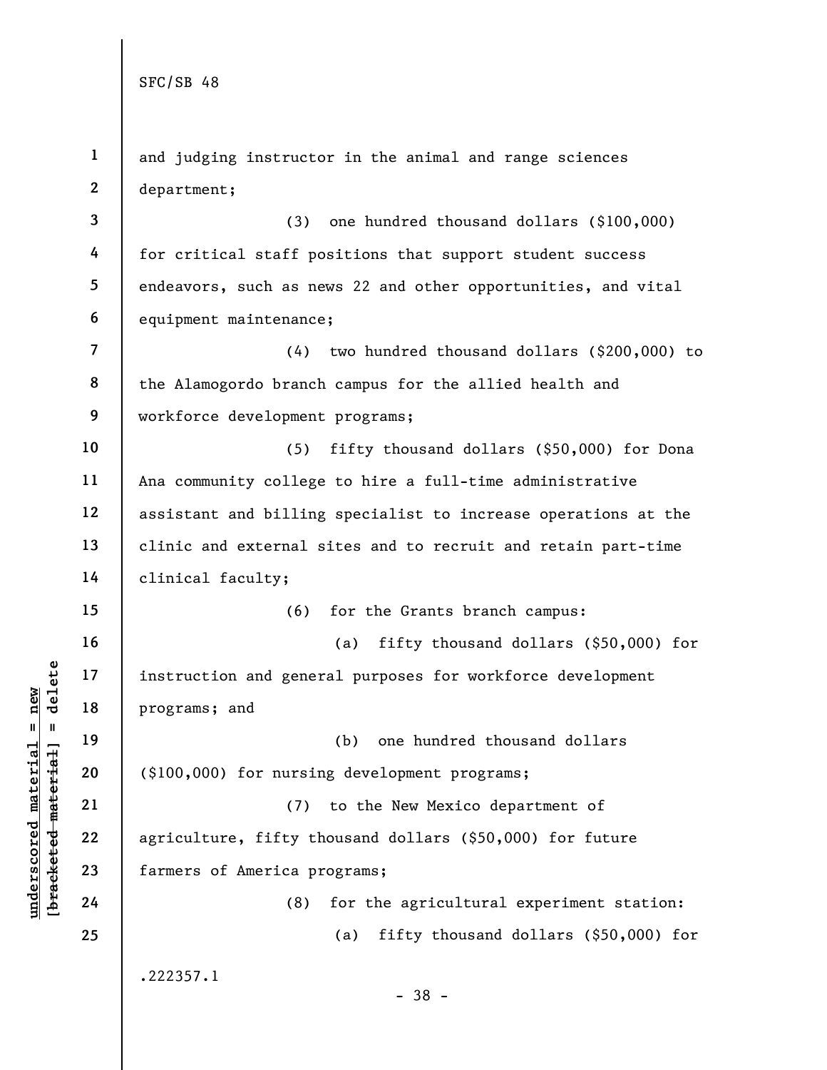and judging instructor in the animal and range sciences department;

(3) one hundred thousand dollars ($100,000) for critical staff positions that support student success endeavors, such as news 22 and other opportunities, and vital equipment maintenance;

(4) two hundred thousand dollars ($200,000) to the Alamogordo branch campus for the allied health and workforce development programs;

(5) fifty thousand dollars ($50,000) for Dona Ana community college to hire a full-time administrative assistant and billing specialist to increase operations at the clinic and external sites and to recruit and retain part-time clinical faculty;

(6) for the Grants branch campus:

(a) fifty thousand dollars ($50,000) for instruction and general purposes for workforce development programs; and

(b) one hundred thousand dollars ($100,000) for nursing development programs;

(7) to the New Mexico department of agriculture, fifty thousand dollars ($50,000) for future farmers of America programs;

(8) for the agricultural experiment station:

(a) fifty thousand dollars ($50,000) for

.222357.1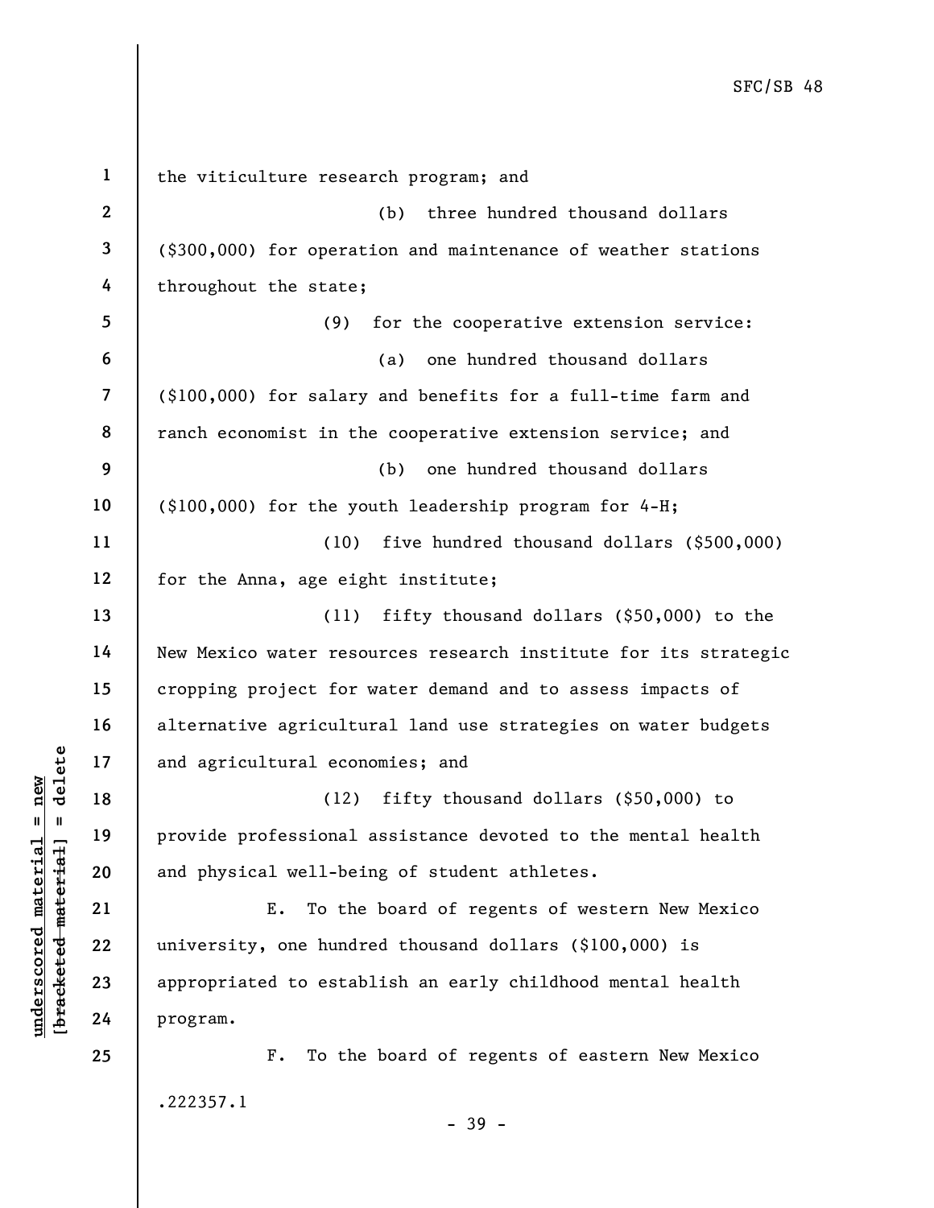the viticulture research program; and

(b) three hundred thousand dollars ($300,000) for operation and maintenance of weather stations throughout the state;

(9) for the cooperative extension service:

(a) one hundred thousand dollars ($100,000) for salary and benefits for a full-time farm and ranch economist in the cooperative extension service; and

(b) one hundred thousand dollars ($100,000) for the youth leadership program for 4-H;

(10) five hundred thousand dollars ($500,000) for the Anna, age eight institute;

(11) fifty thousand dollars ($50,000) to the New Mexico water resources research institute for its strategic cropping project for water demand and to assess impacts of alternative agricultural land use strategies on water budgets and agricultural economies; and

(12) fifty thousand dollars ($50,000) to provide professional assistance devoted to the mental health and physical well-being of student athletes.

E. To the board of regents of western New Mexico university, one hundred thousand dollars ($100,000) is appropriated to establish an early childhood mental health program.

F. To the board of regents of eastern New Mexico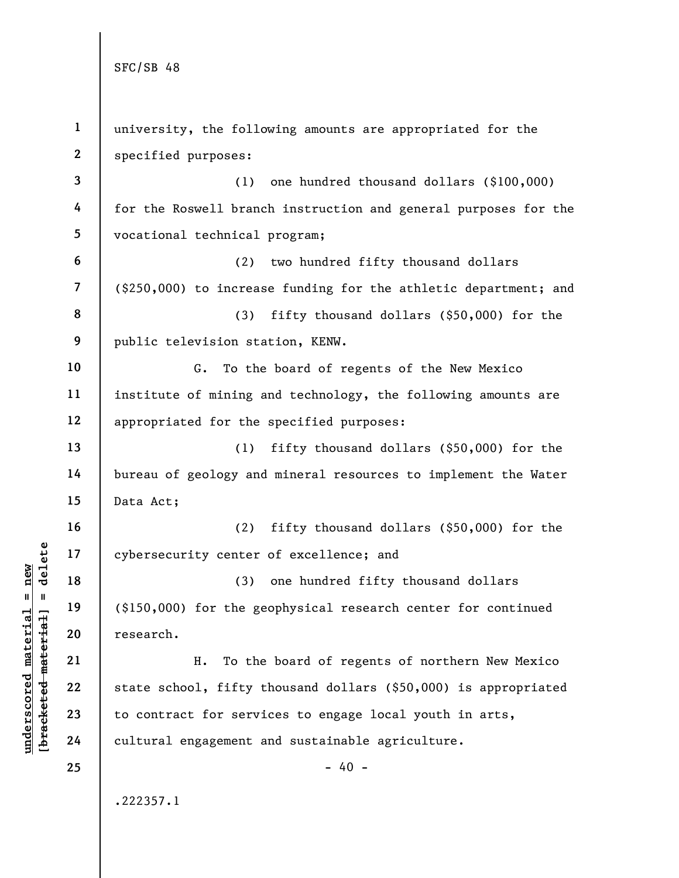university, the following amounts are appropriated for the specified purposes:

(1) one hundred thousand dollars ($100,000) for the Roswell branch instruction and general purposes for the vocational technical program;

(2) two hundred fifty thousand dollars ($250,000) to increase funding for the athletic department; and

(3) fifty thousand dollars ($50,000) for the public television station, KENW.

G. To the board of regents of the New Mexico institute of mining and technology, the following amounts are appropriated for the specified purposes:

(1) fifty thousand dollars ($50,000) for the bureau of geology and mineral resources to implement the Water Data Act;

(2) fifty thousand dollars ($50,000) for the cybersecurity center of excellence; and

(3) one hundred fifty thousand dollars ($150,000) for the geophysical research center for continued research.

H. To the board of regents of northern New Mexico state school, fifty thousand dollars ($50,000) is appropriated to contract for services to engage local youth in arts, cultural engagement and sustainable agriculture.

.222357.1